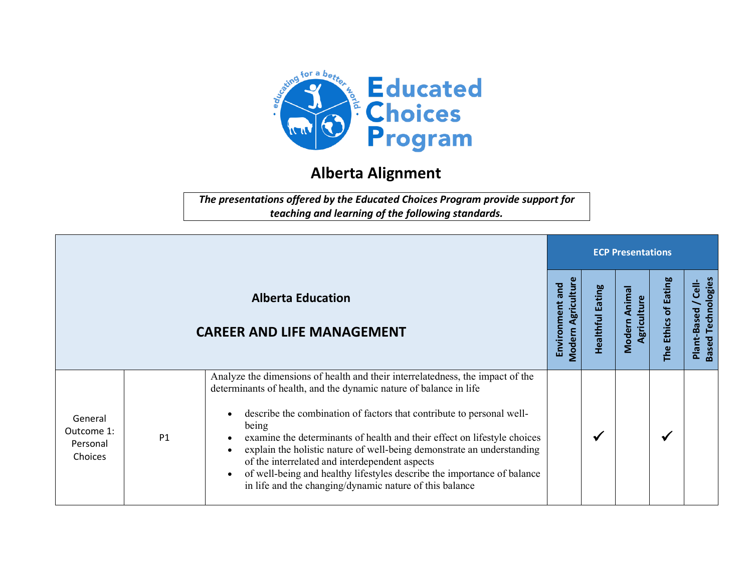# Educated Choices Program

## Alberta Alignment

*The presentations offered by the Educated Choices Program provide support for teaching and learning of the following standards.*

| Alberta Education<br>CAREER AND LIFE MANAGEMENT | | | ECP Presentations | | | | |
|---|---|---|---|---|---|---|---|
| | | | Environment and Modern Agriculture | Healthful Eating | Modern Animal Agriculture | The Ethics of Eating | Plant-Based / Cell-Based Technologies |
| General Outcome 1: Personal Choices | P1 | Analyze the dimensions of health and their interrelatedness, the impact of the determinants of health, and the dynamic nature of balance in life<br>• describe the combination of factors that contribute to personal well-being<br>• examine the determinants of health and their effect on lifestyle choices<br>• explain the holistic nature of well-being demonstrate an understanding of the interrelated and interdependent aspects<br>• of well-being and healthy lifestyles describe the importance of balance in life and the changing/dynamic nature of this balance | | ✓ | | ✓ | |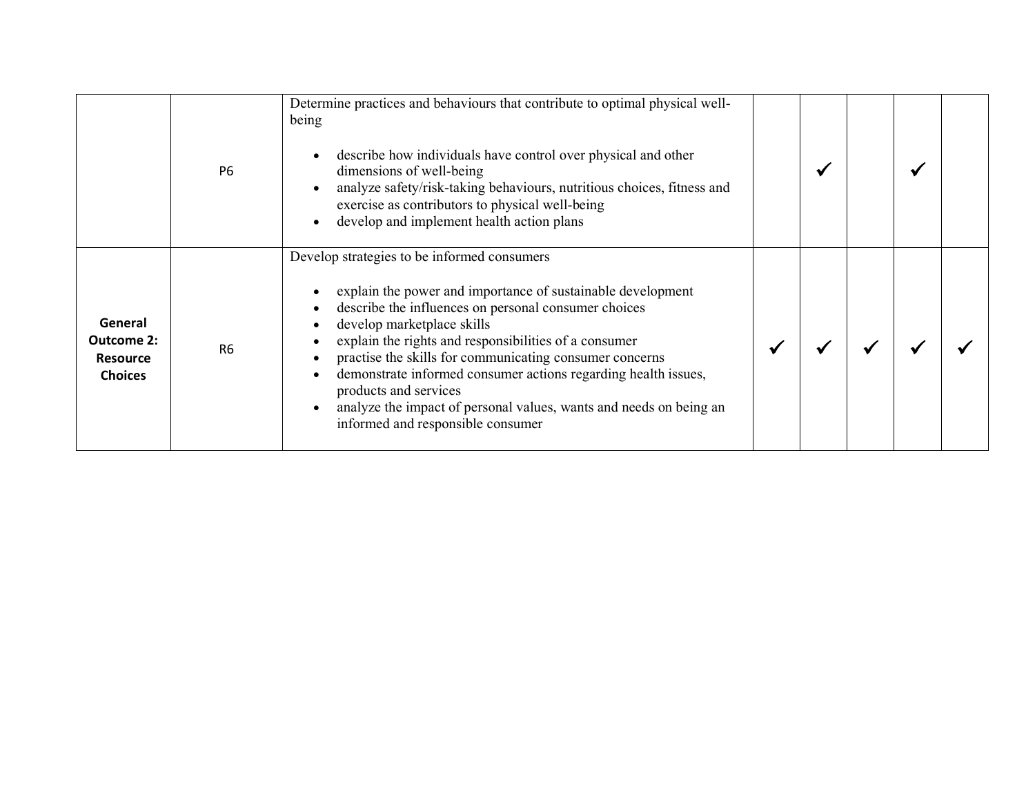| | | | | | | | |
|---|---|---|---|---|---|---|---|
| | P6 | Determine practices and behaviours that contribute to optimal physical well-being<br><br>• describe how individuals have control over physical and other dimensions of well-being<br>• analyze safety/risk-taking behaviours, nutritious choices, fitness and exercise as contributors to physical well-being<br>• develop and implement health action plans | | ✓ | | ✓ | |
| **General Outcome 2: Resource Choices** | R6 | Develop strategies to be informed consumers<br><br>• explain the power and importance of sustainable development<br>• describe the influences on personal consumer choices<br>• develop marketplace skills<br>• explain the rights and responsibilities of a consumer<br>• practise the skills for communicating consumer concerns<br>• demonstrate informed consumer actions regarding health issues, products and services<br>• analyze the impact of personal values, wants and needs on being an informed and responsible consumer | ✓ | ✓ | ✓ | ✓ | ✓ |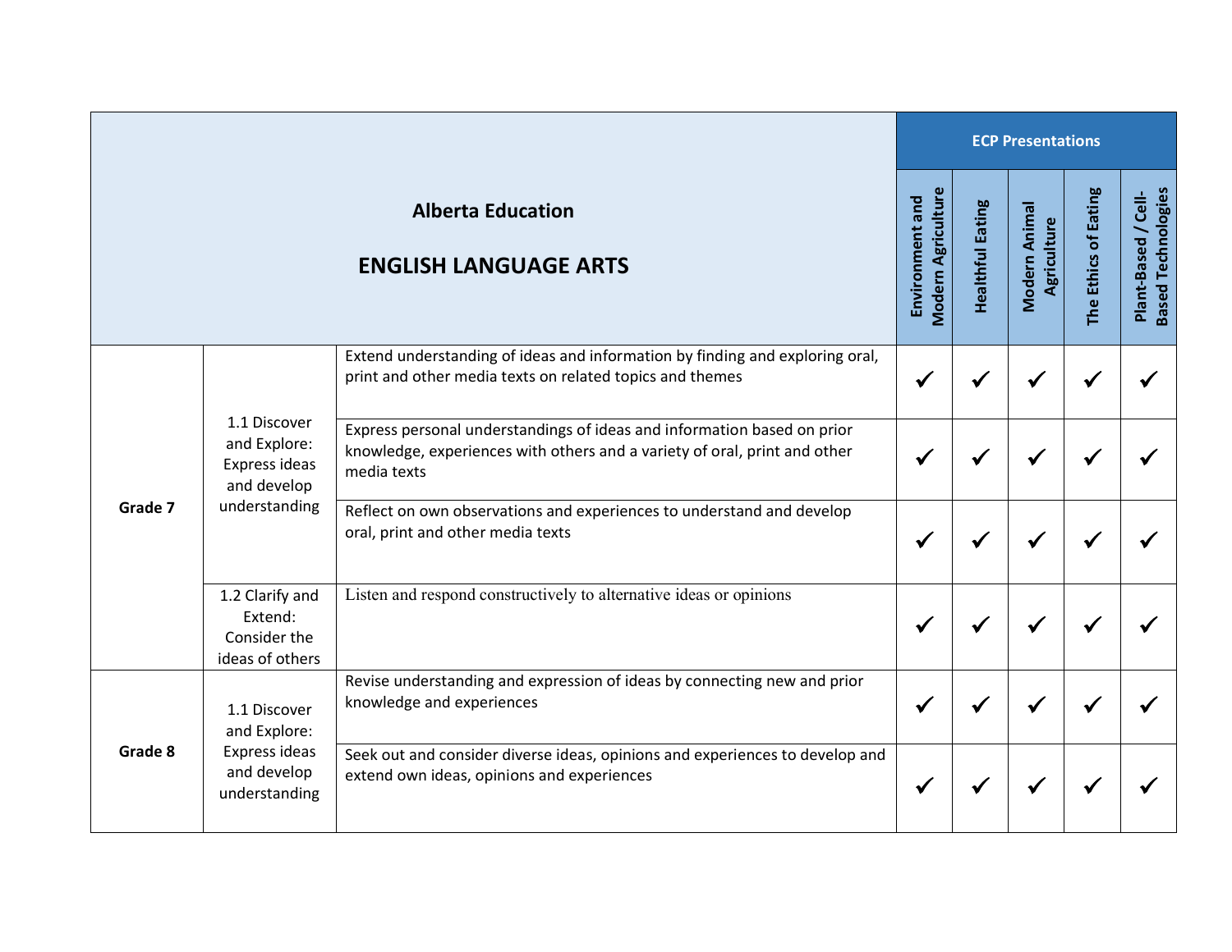| Alberta Education ENGLISH LANGUAGE ARTS | | | ECP Presentations | | | | |
|---|---|---|---|---|---|---|---|
| | | | Environment and Modern Agriculture | Healthful Eating | Modern Animal Agriculture | The Ethics of Eating | Plant-Based / Cell-Based Technologies |
| Grade 7 | 1.1 Discover and Explore: Express ideas and develop understanding | Extend understanding of ideas and information by finding and exploring oral, print and other media texts on related topics and themes | ✓ | ✓ | ✓ | ✓ | ✓ |
| | | Express personal understandings of ideas and information based on prior knowledge, experiences with others and a variety of oral, print and other media texts | ✓ | ✓ | ✓ | ✓ | ✓ |
| | | Reflect on own observations and experiences to understand and develop oral, print and other media texts | ✓ | ✓ | ✓ | ✓ | ✓ |
| | 1.2 Clarify and Extend: Consider the ideas of others | Listen and respond constructively to alternative ideas or opinions | ✓ | ✓ | ✓ | ✓ | ✓ |
| Grade 8 | 1.1 Discover and Explore: Express ideas and develop understanding | Revise understanding and expression of ideas by connecting new and prior knowledge and experiences | ✓ | ✓ | ✓ | ✓ | ✓ |
| | | Seek out and consider diverse ideas, opinions and experiences to develop and extend own ideas, opinions and experiences | ✓ | ✓ | ✓ | ✓ | ✓ |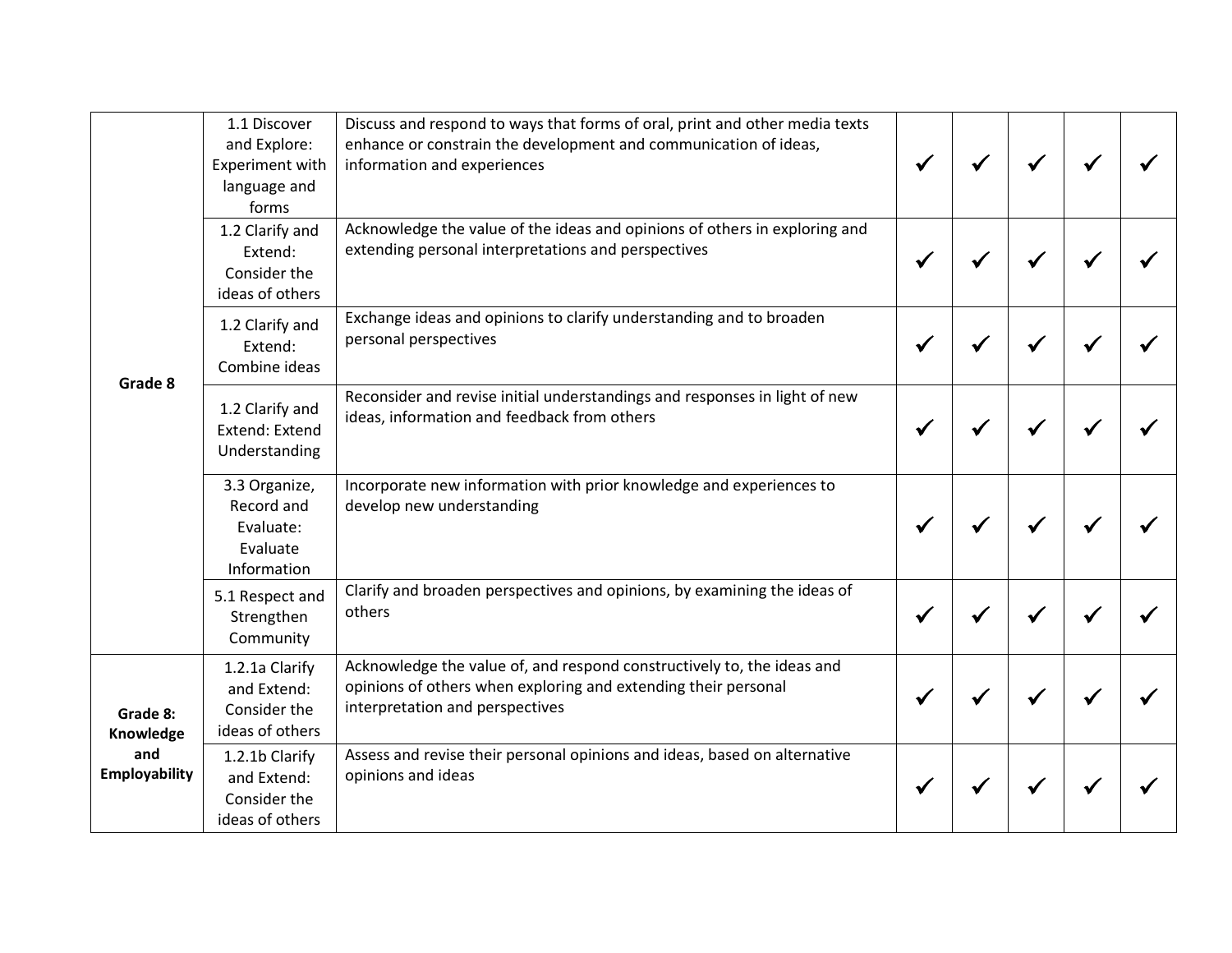| | | | | | | | |
|---|---|---|---|---|---|---|---|
| **Grade 8** | 1.1 Discover and Explore: Experiment with language and forms | Discuss and respond to ways that forms of oral, print and other media texts enhance or constrain the development and communication of ideas, information and experiences | ✓ | ✓ | ✓ | ✓ | ✓ |
| | 1.2 Clarify and Extend: Consider the ideas of others | Acknowledge the value of the ideas and opinions of others in exploring and extending personal interpretations and perspectives | ✓ | ✓ | ✓ | ✓ | ✓ |
| | 1.2 Clarify and Extend: Combine ideas | Exchange ideas and opinions to clarify understanding and to broaden personal perspectives | ✓ | ✓ | ✓ | ✓ | ✓ |
| | 1.2 Clarify and Extend: Extend Understanding | Reconsider and revise initial understandings and responses in light of new ideas, information and feedback from others | ✓ | ✓ | ✓ | ✓ | ✓ |
| | 3.3 Organize, Record and Evaluate: Evaluate Information | Incorporate new information with prior knowledge and experiences to develop new understanding | ✓ | ✓ | ✓ | ✓ | ✓ |
| | 5.1 Respect and Strengthen Community | Clarify and broaden perspectives and opinions, by examining the ideas of others | ✓ | ✓ | ✓ | ✓ | ✓ |
| **Grade 8: Knowledge and Employability** | 1.2.1a Clarify and Extend: Consider the ideas of others | Acknowledge the value of, and respond constructively to, the ideas and opinions of others when exploring and extending their personal interpretation and perspectives | ✓ | ✓ | ✓ | ✓ | ✓ |
| | 1.2.1b Clarify and Extend: Consider the ideas of others | Assess and revise their personal opinions and ideas, based on alternative opinions and ideas | ✓ | ✓ | ✓ | ✓ | ✓ |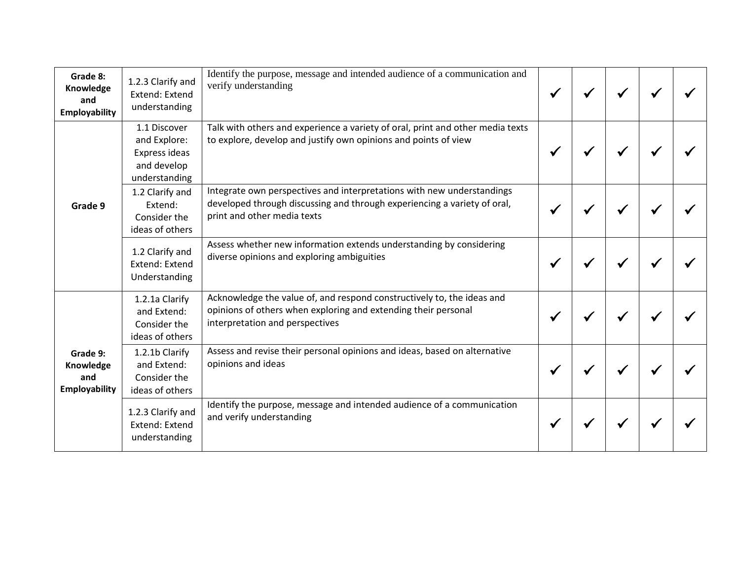| | | | | | | | |
|---|---|---|---|---|---|---|---|
| **Grade 8: Knowledge and Employability** | 1.2.3 Clarify and Extend: Extend understanding | Identify the purpose, message and intended audience of a communication and verify understanding | ✓ | ✓ | ✓ | ✓ | ✓ |
| **Grade 9** | 1.1 Discover and Explore: Express ideas and develop understanding | Talk with others and experience a variety of oral, print and other media texts to explore, develop and justify own opinions and points of view | ✓ | ✓ | ✓ | ✓ | ✓ |
| | 1.2 Clarify and Extend: Consider the ideas of others | Integrate own perspectives and interpretations with new understandings developed through discussing and through experiencing a variety of oral, print and other media texts | ✓ | ✓ | ✓ | ✓ | ✓ |
| | 1.2 Clarify and Extend: Extend Understanding | Assess whether new information extends understanding by considering diverse opinions and exploring ambiguities | ✓ | ✓ | ✓ | ✓ | ✓ |
| **Grade 9: Knowledge and Employability** | 1.2.1a Clarify and Extend: Consider the ideas of others | Acknowledge the value of, and respond constructively to, the ideas and opinions of others when exploring and extending their personal interpretation and perspectives | ✓ | ✓ | ✓ | ✓ | ✓ |
| | 1.2.1b Clarify and Extend: Consider the ideas of others | Assess and revise their personal opinions and ideas, based on alternative opinions and ideas | ✓ | ✓ | ✓ | ✓ | ✓ |
| | 1.2.3 Clarify and Extend: Extend understanding | Identify the purpose, message and intended audience of a communication and verify understanding | ✓ | ✓ | ✓ | ✓ | ✓ |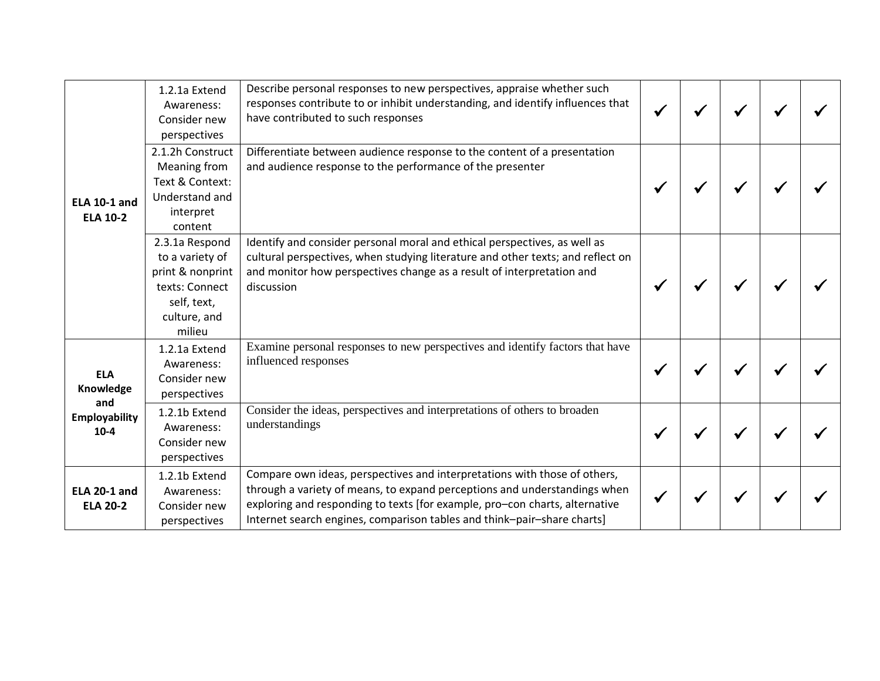| | | | | | | | |
|---|---|---|---|---|---|---|---|
| **ELA 10-1 and ELA 10-2** | 1.2.1a Extend Awareness: Consider new perspectives | Describe personal responses to new perspectives, appraise whether such responses contribute to or inhibit understanding, and identify influences that have contributed to such responses | ✓ | ✓ | ✓ | ✓ | ✓ |
| | 2.1.2h Construct Meaning from Text & Context: Understand and interpret content | Differentiate between audience response to the content of a presentation and audience response to the performance of the presenter | ✓ | ✓ | ✓ | ✓ | ✓ |
| | 2.3.1a Respond to a variety of print & nonprint texts: Connect self, text, culture, and milieu | Identify and consider personal moral and ethical perspectives, as well as cultural perspectives, when studying literature and other texts; and reflect on and monitor how perspectives change as a result of interpretation and discussion | ✓ | ✓ | ✓ | ✓ | ✓ |
| **ELA Knowledge and Employability 10-4** | 1.2.1a Extend Awareness: Consider new perspectives | Examine personal responses to new perspectives and identify factors that have influenced responses | ✓ | ✓ | ✓ | ✓ | ✓ |
| | 1.2.1b Extend Awareness: Consider new perspectives | Consider the ideas, perspectives and interpretations of others to broaden understandings | ✓ | ✓ | ✓ | ✓ | ✓ |
| **ELA 20-1 and ELA 20-2** | 1.2.1b Extend Awareness: Consider new perspectives | Compare own ideas, perspectives and interpretations with those of others, through a variety of means, to expand perceptions and understandings when exploring and responding to texts [for example, pro–con charts, alternative Internet search engines, comparison tables and think–pair–share charts] | ✓ | ✓ | ✓ | ✓ | ✓ |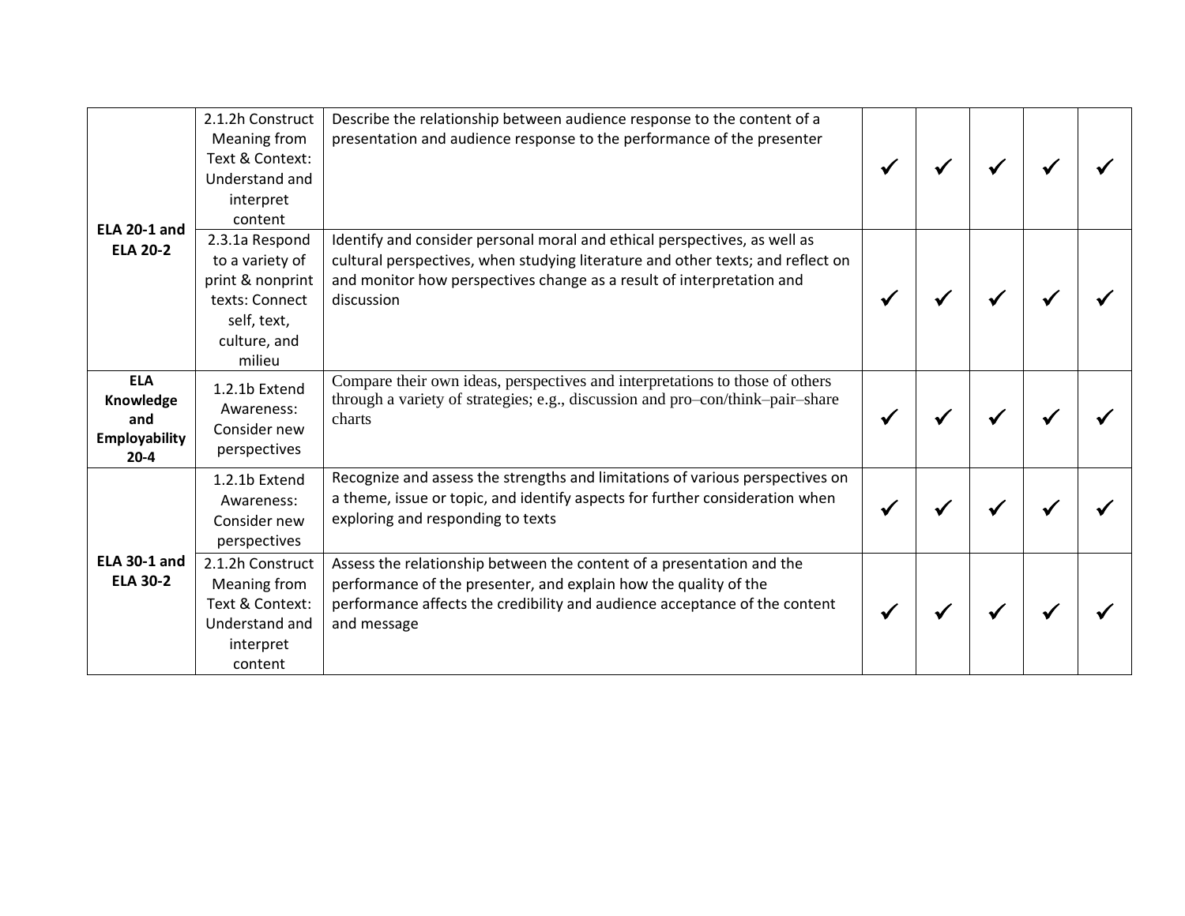| | | | | | | | |
|---|---|---|---|---|---|---|---|
| **ELA 20-1 and ELA 20-2** | 2.1.2h Construct Meaning from Text & Context: Understand and interpret content | Describe the relationship between audience response to the content of a presentation and audience response to the performance of the presenter | ✓ | ✓ | ✓ | ✓ | ✓ |
| | 2.3.1a Respond to a variety of print & nonprint texts: Connect self, text, culture, and milieu | Identify and consider personal moral and ethical perspectives, as well as cultural perspectives, when studying literature and other texts; and reflect on and monitor how perspectives change as a result of interpretation and discussion | ✓ | ✓ | ✓ | ✓ | ✓ |
| **ELA Knowledge and Employability 20-4** | 1.2.1b Extend Awareness: Consider new perspectives | Compare their own ideas, perspectives and interpretations to those of others through a variety of strategies; e.g., discussion and pro–con/think–pair–share charts | ✓ | ✓ | ✓ | ✓ | ✓ |
| **ELA 30-1 and ELA 30-2** | 1.2.1b Extend Awareness: Consider new perspectives | Recognize and assess the strengths and limitations of various perspectives on a theme, issue or topic, and identify aspects for further consideration when exploring and responding to texts | ✓ | ✓ | ✓ | ✓ | ✓ |
| | 2.1.2h Construct Meaning from Text & Context: Understand and interpret content | Assess the relationship between the content of a presentation and the performance of the presenter, and explain how the quality of the performance affects the credibility and audience acceptance of the content and message | ✓ | ✓ | ✓ | ✓ | ✓ |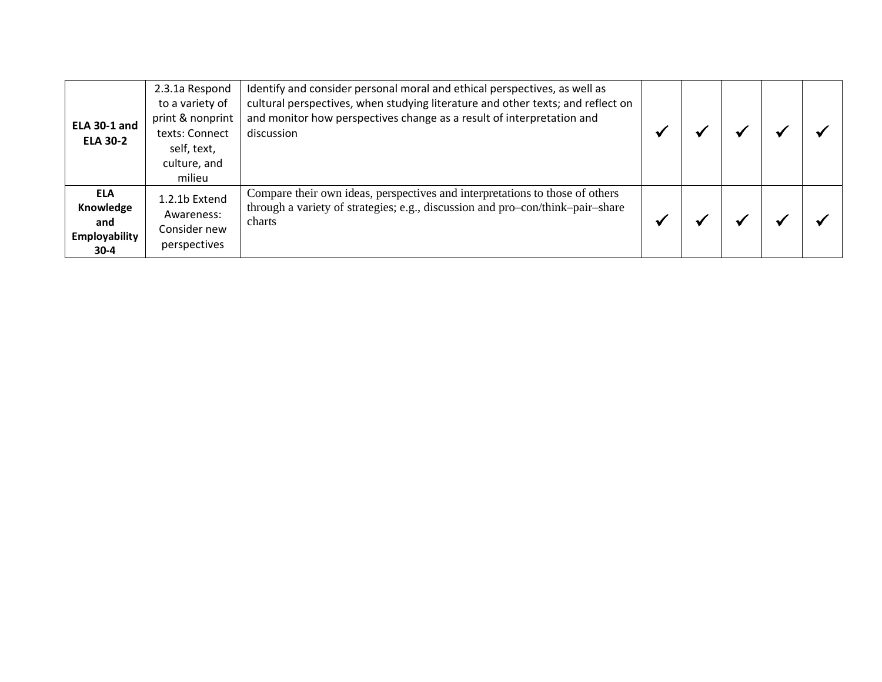| | | | | | | | |
|---|---|---|---|---|---|---|---|
| **ELA 30-1 and ELA 30-2** | 2.3.1a Respond to a variety of print & nonprint texts: Connect self, text, culture, and milieu | Identify and consider personal moral and ethical perspectives, as well as cultural perspectives, when studying literature and other texts; and reflect on and monitor how perspectives change as a result of interpretation and discussion | ✓ | ✓ | ✓ | ✓ | ✓ |
| **ELA Knowledge and Employability 30-4** | 1.2.1b Extend Awareness: Consider new perspectives | Compare their own ideas, perspectives and interpretations to those of others through a variety of strategies; e.g., discussion and pro–con/think–pair–share charts | ✓ | ✓ | ✓ | ✓ | ✓ |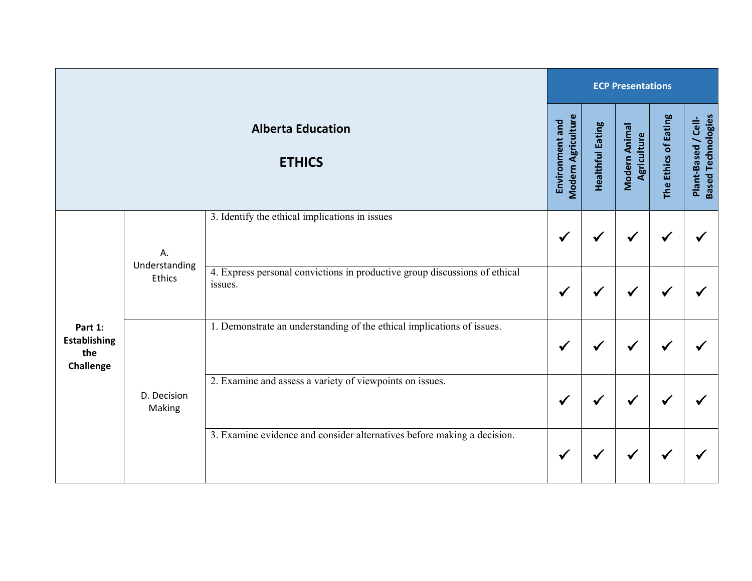| Alberta Education<br><br>ETHICS | | | ECP Presentations | | | | |
|---|---|---|---|---|---|---|---|
| | | | Environment and Modern Agriculture | Healthful Eating | Modern Animal Agriculture | The Ethics of Eating | Plant-Based / Cell-Based Technologies |
| Part 1: Establishing the Challenge | A. Understanding Ethics | 3. Identify the ethical implications in issues | ✓ | ✓ | ✓ | ✓ | ✓ |
| | | 4. Express personal convictions in productive group discussions of ethical issues. | ✓ | ✓ | ✓ | ✓ | ✓ |
| | D. Decision Making | 1. Demonstrate an understanding of the ethical implications of issues. | ✓ | ✓ | ✓ | ✓ | ✓ |
| | | 2. Examine and assess a variety of viewpoints on issues. | ✓ | ✓ | ✓ | ✓ | ✓ |
| | | 3. Examine evidence and consider alternatives before making a decision. | ✓ | ✓ | ✓ | ✓ | ✓ |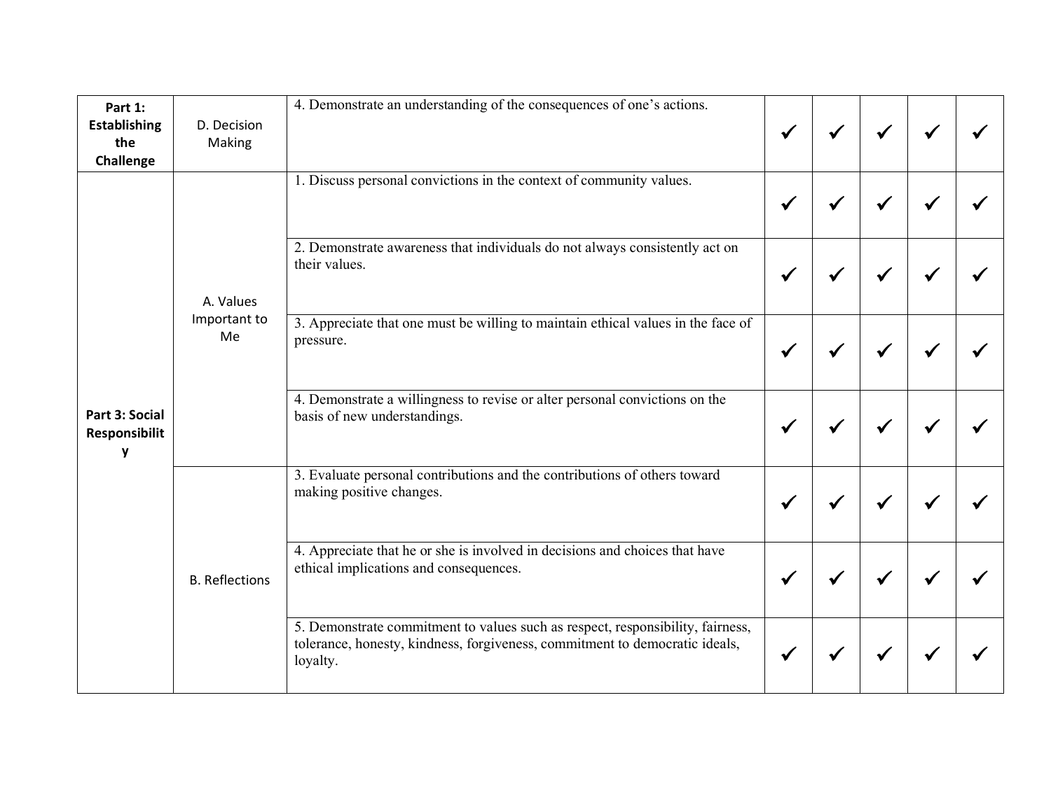| | | | | | | | |
|---|---|---|---|---|---|---|---|
| **Part 1: Establishing the Challenge** | D. Decision Making | 4. Demonstrate an understanding of the consequences of one's actions. | ✓ | ✓ | ✓ | ✓ | ✓ |
| **Part 3: Social Responsibility** | A. Values Important to Me | 1. Discuss personal convictions in the context of community values. | ✓ | ✓ | ✓ | ✓ | ✓ |
| | | 2. Demonstrate awareness that individuals do not always consistently act on their values. | ✓ | ✓ | ✓ | ✓ | ✓ |
| | | 3. Appreciate that one must be willing to maintain ethical values in the face of pressure. | ✓ | ✓ | ✓ | ✓ | ✓ |
| | | 4. Demonstrate a willingness to revise or alter personal convictions on the basis of new understandings. | ✓ | ✓ | ✓ | ✓ | ✓ |
| | B. Reflections | 3. Evaluate personal contributions and the contributions of others toward making positive changes. | ✓ | ✓ | ✓ | ✓ | ✓ |
| | | 4. Appreciate that he or she is involved in decisions and choices that have ethical implications and consequences. | ✓ | ✓ | ✓ | ✓ | ✓ |
| | | 5. Demonstrate commitment to values such as respect, responsibility, fairness, tolerance, honesty, kindness, forgiveness, commitment to democratic ideals, loyalty. | ✓ | ✓ | ✓ | ✓ | ✓ |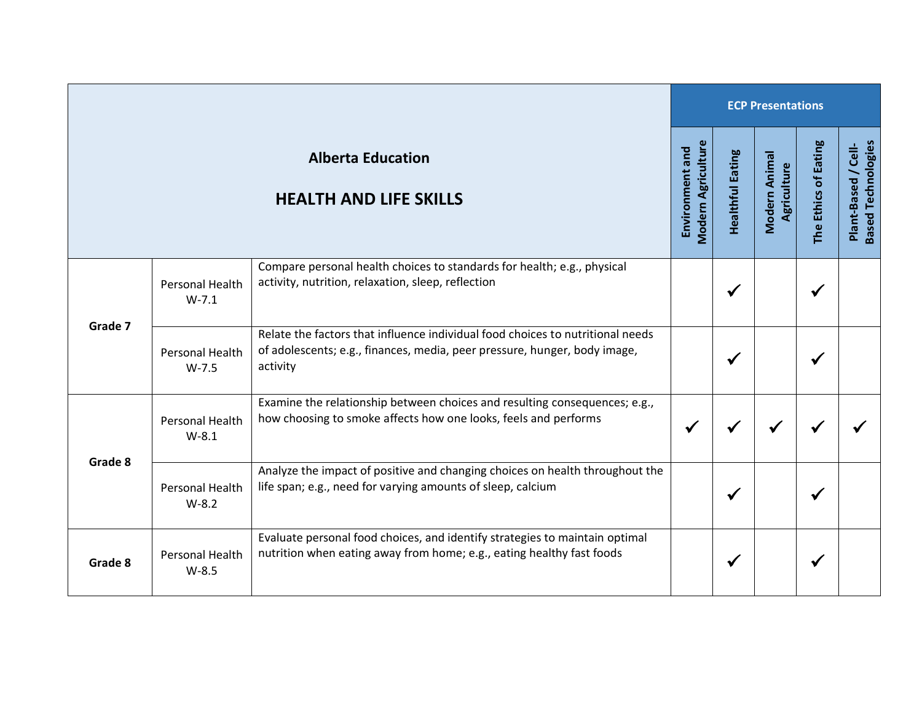| Alberta Education<br><br>**HEALTH AND LIFE SKILLS** | | | ECP Presentations | | | | |
|---|---|---|---|---|---|---|---|
| | | | **Environment and Modern Agriculture** | **Healthful Eating** | **Modern Animal Agriculture** | **The Ethics of Eating** | **Plant-Based / Cell-Based Technologies** |
| **Grade 7** | Personal Health W-7.1 | Compare personal health choices to standards for health; e.g., physical activity, nutrition, relaxation, sleep, reflection | | ✓ | | ✓ | |
| | Personal Health W-7.5 | Relate the factors that influence individual food choices to nutritional needs of adolescents; e.g., finances, media, peer pressure, hunger, body image, activity | | ✓ | | ✓ | |
| **Grade 8** | Personal Health W-8.1 | Examine the relationship between choices and resulting consequences; e.g., how choosing to smoke affects how one looks, feels and performs | ✓ | ✓ | ✓ | ✓ | ✓ |
| | Personal Health W-8.2 | Analyze the impact of positive and changing choices on health throughout the life span; e.g., need for varying amounts of sleep, calcium | | ✓ | | ✓ | |
| **Grade 8** | Personal Health W-8.5 | Evaluate personal food choices, and identify strategies to maintain optimal nutrition when eating away from home; e.g., eating healthy fast foods | | ✓ | | ✓ | |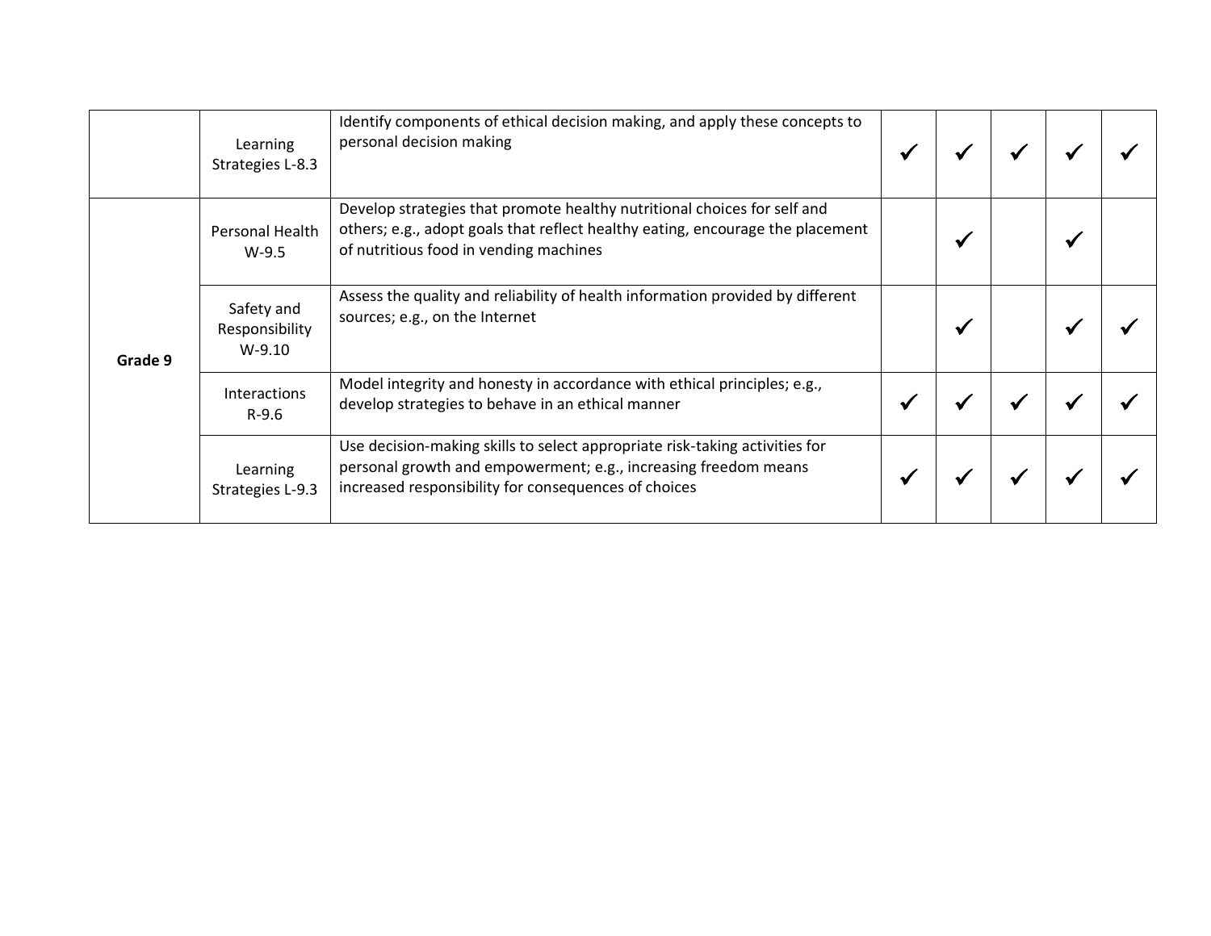| | | | | | | | |
|---|---|---|---|---|---|---|---|
| | Learning Strategies L-8.3 | Identify components of ethical decision making, and apply these concepts to personal decision making | ✓ | ✓ | ✓ | ✓ | ✓ |
| **Grade 9** | Personal Health W-9.5 | Develop strategies that promote healthy nutritional choices for self and others; e.g., adopt goals that reflect healthy eating, encourage the placement of nutritious food in vending machines | | ✓ | | ✓ | |
| | Safety and Responsibility W-9.10 | Assess the quality and reliability of health information provided by different sources; e.g., on the Internet | | ✓ | | ✓ | ✓ |
| | Interactions R-9.6 | Model integrity and honesty in accordance with ethical principles; e.g., develop strategies to behave in an ethical manner | ✓ | ✓ | ✓ | ✓ | ✓ |
| | Learning Strategies L-9.3 | Use decision-making skills to select appropriate risk-taking activities for personal growth and empowerment; e.g., increasing freedom means increased responsibility for consequences of choices | ✓ | ✓ | ✓ | ✓ | ✓ |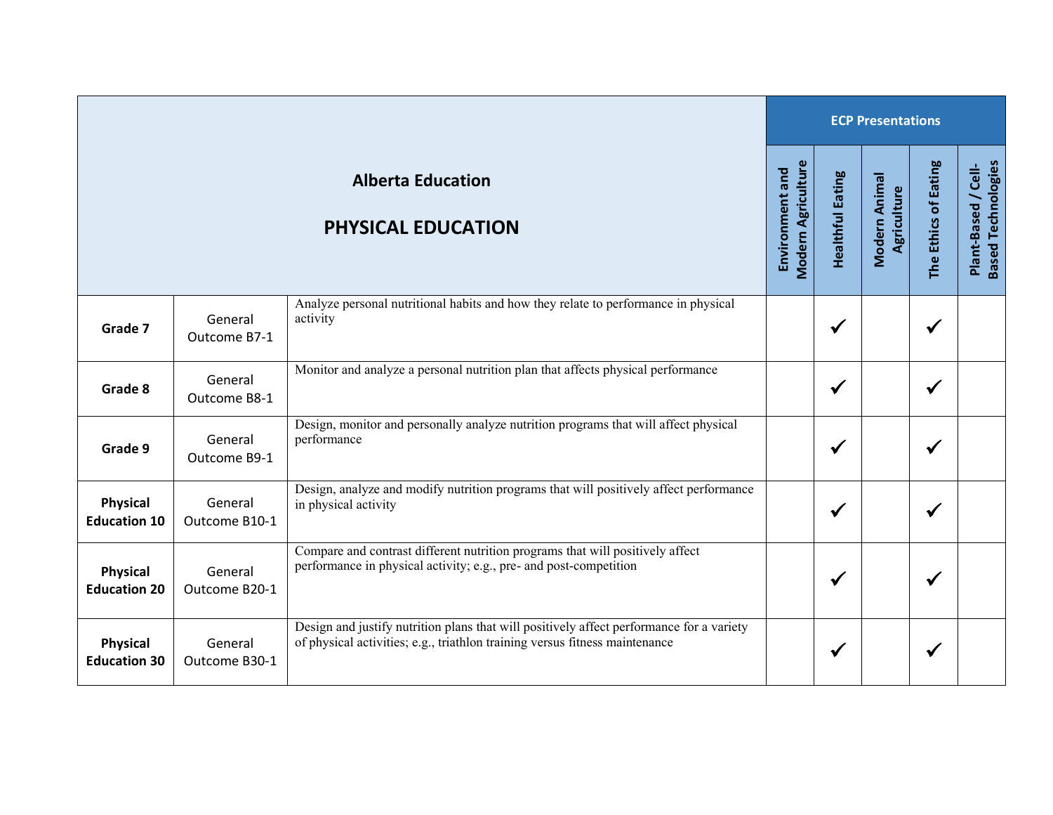| Alberta Education<br><br>PHYSICAL EDUCATION | | | ECP Presentations | | | | |
|---|---|---|---|---|---|---|---|
| | | | Environment and Modern Agriculture | Healthful Eating | Modern Animal Agriculture | The Ethics of Eating | Plant-Based / Cell-Based Technologies |
| **Grade 7** | General Outcome B7-1 | Analyze personal nutritional habits and how they relate to performance in physical activity | | ✓ | | ✓ | |
| **Grade 8** | General Outcome B8-1 | Monitor and analyze a personal nutrition plan that affects physical performance | | ✓ | | ✓ | |
| **Grade 9** | General Outcome B9-1 | Design, monitor and personally analyze nutrition programs that will affect physical performance | | ✓ | | ✓ | |
| **Physical Education 10** | General Outcome B10-1 | Design, analyze and modify nutrition programs that will positively affect performance in physical activity | | ✓ | | ✓ | |
| **Physical Education 20** | General Outcome B20-1 | Compare and contrast different nutrition programs that will positively affect performance in physical activity; e.g., pre- and post-competition | | ✓ | | ✓ | |
| **Physical Education 30** | General Outcome B30-1 | Design and justify nutrition plans that will positively affect performance for a variety of physical activities; e.g., triathlon training versus fitness maintenance | | ✓ | | ✓ | |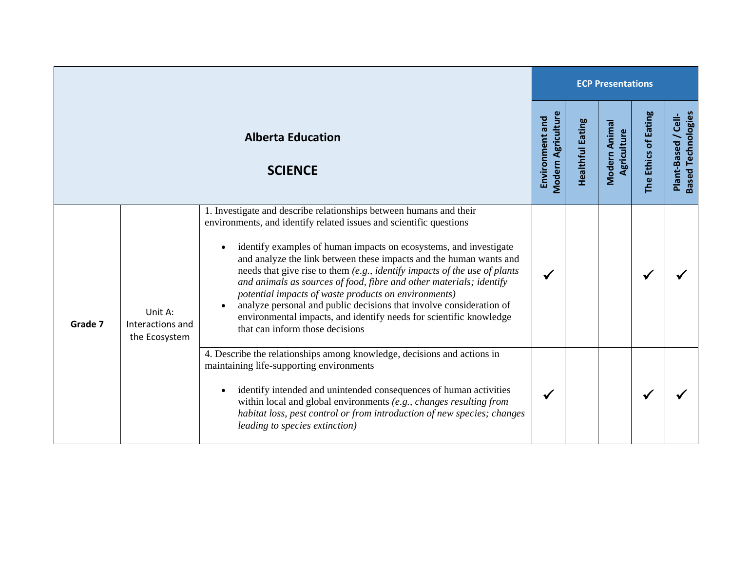| Alberta Education<br><br>**SCIENCE** | | | ECP Presentations | | | | |
|---|---|---|---|---|---|---|---|
| | | | Environment and Modern Agriculture | Healthful Eating | Modern Animal Agriculture | The Ethics of Eating | Plant-Based / Cell-Based Technologies |
| **Grade 7** | Unit A: Interactions and the Ecosystem | 1. Investigate and describe relationships between humans and their environments, and identify related issues and scientific questions<br><br>• identify examples of human impacts on ecosystems, and investigate and analyze the link between these impacts and the human wants and needs that give rise to them *(e.g., identify impacts of the use of plants and animals as sources of food, fibre and other materials; identify potential impacts of waste products on environments)*<br>• analyze personal and public decisions that involve consideration of environmental impacts, and identify needs for scientific knowledge that can inform those decisions | ✓ | | | ✓ | ✓ |
| | | 4. Describe the relationships among knowledge, decisions and actions in maintaining life-supporting environments<br><br>• identify intended and unintended consequences of human activities within local and global environments *(e.g., changes resulting from habitat loss, pest control or from introduction of new species; changes leading to species extinction)* | ✓ | | | ✓ | ✓ |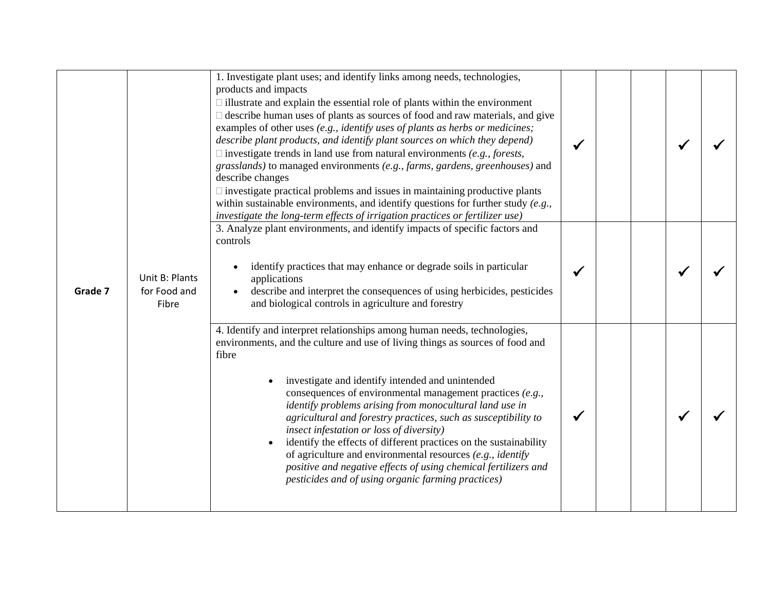| | | | | | | | |
|---|---|---|---|---|---|---|---|
| Grade 7 | Unit B: Plants for Food and Fibre | 1. Investigate plant uses; and identify links among needs, technologies, products and impacts<br> illustrate and explain the essential role of plants within the environment<br> describe human uses of plants as sources of food and raw materials, and give examples of other uses *(e.g., identify uses of plants as herbs or medicines; describe plant products, and identify plant sources on which they depend)*<br> investigate trends in land use from natural environments *(e.g., forests, grasslands)* to managed environments *(e.g., farms, gardens, greenhouses)* and describe changes<br> investigate practical problems and issues in maintaining productive plants within sustainable environments, and identify questions for further study *(e.g., investigate the long-term effects of irrigation practices or fertilizer use)* | ✓ | | | ✓ | ✓ |
| | | 3. Analyze plant environments, and identify impacts of specific factors and controls<br>• identify practices that may enhance or degrade soils in particular applications<br>• describe and interpret the consequences of using herbicides, pesticides and biological controls in agriculture and forestry | ✓ | | | ✓ | ✓ |
| | | 4. Identify and interpret relationships among human needs, technologies, environments, and the culture and use of living things as sources of food and fibre<br>• investigate and identify intended and unintended consequences of environmental management practices *(e.g., identify problems arising from monocultural land use in agricultural and forestry practices, such as susceptibility to insect infestation or loss of diversity)*<br>• identify the effects of different practices on the sustainability of agriculture and environmental resources *(e.g., identify positive and negative effects of using chemical fertilizers and pesticides and of using organic farming practices)* | ✓ | | | ✓ | ✓ |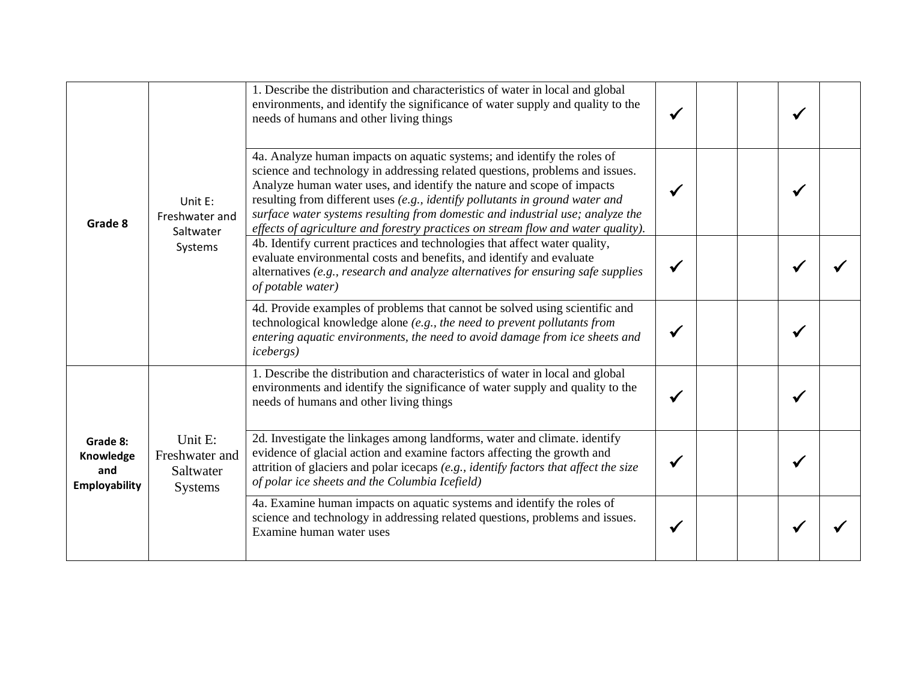| | | | | | | | |
|---|---|---|---|---|---|---|---|
| **Grade 8** | Unit E: Freshwater and Saltwater Systems | 1. Describe the distribution and characteristics of water in local and global environments, and identify the significance of water supply and quality to the needs of humans and other living things | ✓ | | | ✓ | |
| | | 4a. Analyze human impacts on aquatic systems; and identify the roles of science and technology in addressing related questions, problems and issues. Analyze human water uses, and identify the nature and scope of impacts resulting from different uses *(e.g., identify pollutants in ground water and surface water systems resulting from domestic and industrial use; analyze the effects of agriculture and forestry practices on stream flow and water quality).* | ✓ | | | ✓ | |
| | | 4b. Identify current practices and technologies that affect water quality, evaluate environmental costs and benefits, and identify and evaluate alternatives *(e.g., research and analyze alternatives for ensuring safe supplies of potable water)* | ✓ | | | ✓ | ✓ |
| | | 4d. Provide examples of problems that cannot be solved using scientific and technological knowledge alone *(e.g., the need to prevent pollutants from entering aquatic environments, the need to avoid damage from ice sheets and icebergs)* | ✓ | | | ✓ | |
| **Grade 8: Knowledge and Employability** | Unit E: Freshwater and Saltwater Systems | 1. Describe the distribution and characteristics of water in local and global environments and identify the significance of water supply and quality to the needs of humans and other living things | ✓ | | | ✓ | |
| | | 2d. Investigate the linkages among landforms, water and climate. identify evidence of glacial action and examine factors affecting the growth and attrition of glaciers and polar icecaps *(e.g., identify factors that affect the size of polar ice sheets and the Columbia Icefield)* | ✓ | | | ✓ | |
| | | 4a. Examine human impacts on aquatic systems and identify the roles of science and technology in addressing related questions, problems and issues. Examine human water uses | ✓ | | | ✓ | ✓ |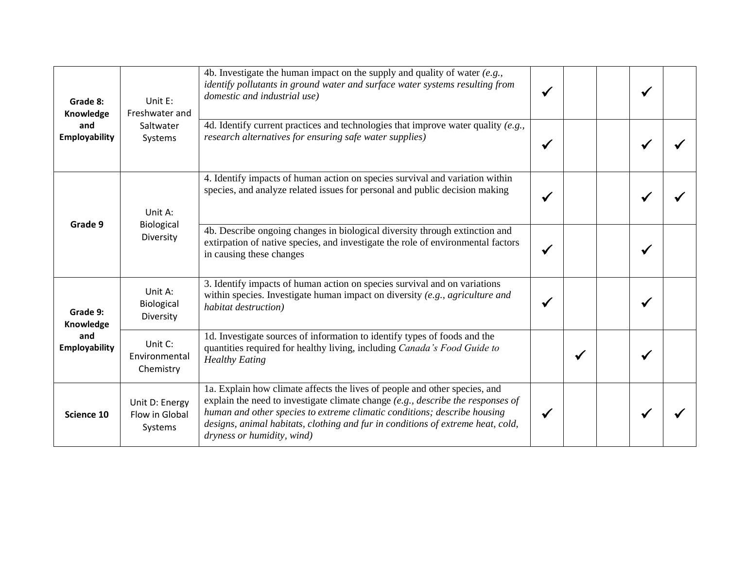| | | | | | | | |
|---|---|---|---|---|---|---|---|
| **Grade 8: Knowledge and Employability** | Unit E: Freshwater and Saltwater Systems | 4b. Investigate the human impact on the supply and quality of water *(e.g., identify pollutants in ground water and surface water systems resulting from domestic and industrial use)* | ✓ | | | ✓ | |
| | | 4d. Identify current practices and technologies that improve water quality *(e.g., research alternatives for ensuring safe water supplies)* | ✓ | | | ✓ | ✓ |
| **Grade 9** | Unit A: Biological Diversity | 4. Identify impacts of human action on species survival and variation within species, and analyze related issues for personal and public decision making | ✓ | | | ✓ | ✓ |
| | | 4b. Describe ongoing changes in biological diversity through extinction and extirpation of native species, and investigate the role of environmental factors in causing these changes | ✓ | | | ✓ | |
| **Grade 9: Knowledge and Employability** | Unit A: Biological Diversity | 3. Identify impacts of human action on species survival and on variations within species. Investigate human impact on diversity *(e.g., agriculture and habitat destruction)* | ✓ | | | ✓ | |
| | Unit C: Environmental Chemistry | 1d. Investigate sources of information to identify types of foods and the quantities required for healthy living, including *Canada's Food Guide to Healthy Eating* | | ✓ | | ✓ | |
| **Science 10** | Unit D: Energy Flow in Global Systems | 1a. Explain how climate affects the lives of people and other species, and explain the need to investigate climate change *(e.g., describe the responses of human and other species to extreme climatic conditions; describe housing designs, animal habitats, clothing and fur in conditions of extreme heat, cold, dryness or humidity, wind)* | ✓ | | | ✓ | ✓ |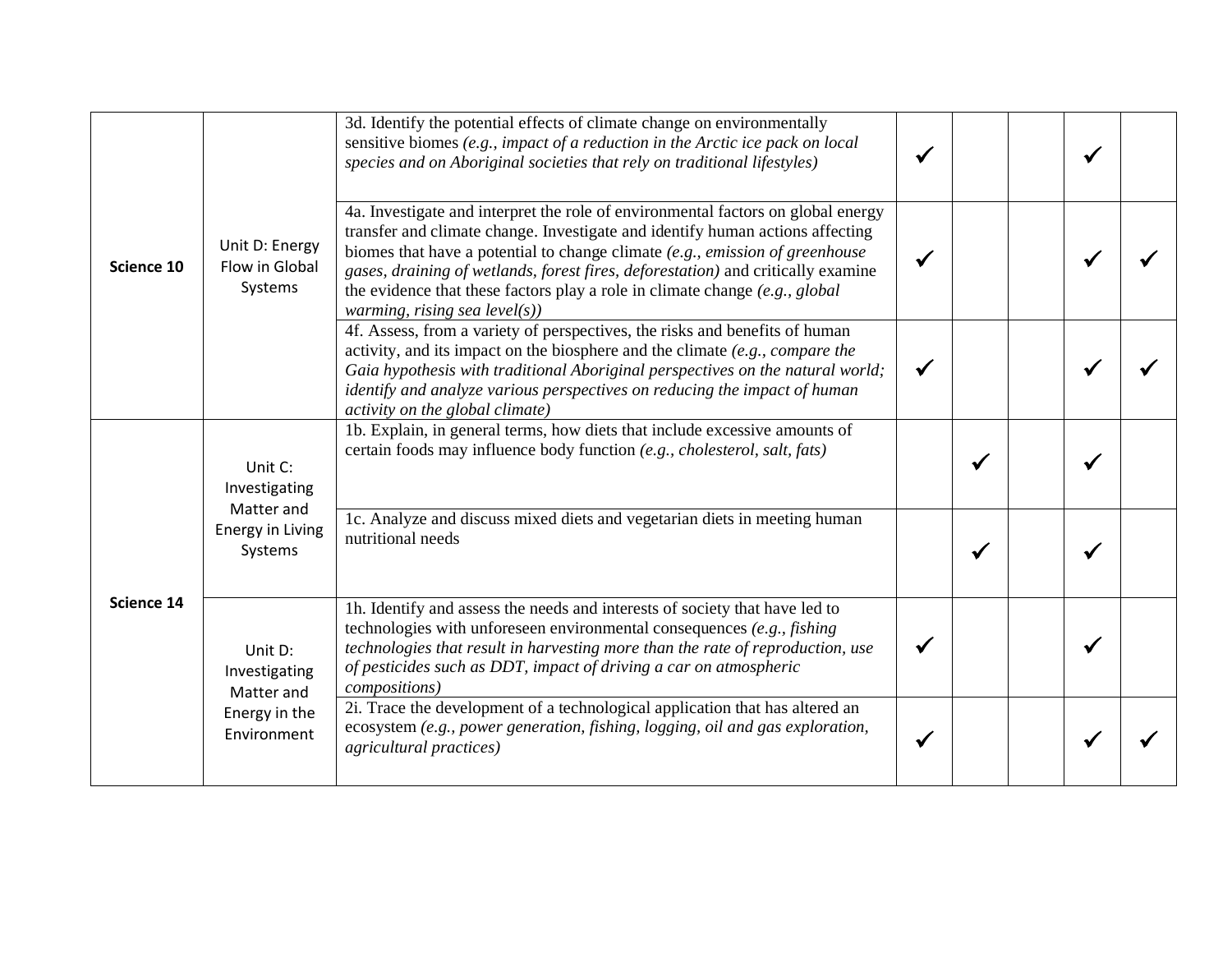| | | | | | | | |
|---|---|---|---|---|---|---|---|
| **Science 10** | Unit D: Energy Flow in Global Systems | 3d. Identify the potential effects of climate change on environmentally sensitive biomes *(e.g., impact of a reduction in the Arctic ice pack on local species and on Aboriginal societies that rely on traditional lifestyles)* | ✓ | | | ✓ | |
| | | 4a. Investigate and interpret the role of environmental factors on global energy transfer and climate change. Investigate and identify human actions affecting biomes that have a potential to change climate *(e.g., emission of greenhouse gases, draining of wetlands, forest fires, deforestation)* and critically examine the evidence that these factors play a role in climate change *(e.g., global warming, rising sea level(s))* | ✓ | | | ✓ | ✓ |
| | | 4f. Assess, from a variety of perspectives, the risks and benefits of human activity, and its impact on the biosphere and the climate *(e.g., compare the Gaia hypothesis with traditional Aboriginal perspectives on the natural world; identify and analyze various perspectives on reducing the impact of human activity on the global climate)* | ✓ | | | ✓ | ✓ |
| **Science 14** | Unit C: Investigating Matter and Energy in Living Systems | 1b. Explain, in general terms, how diets that include excessive amounts of certain foods may influence body function *(e.g., cholesterol, salt, fats)* | | ✓ | | ✓ | |
| | | 1c. Analyze and discuss mixed diets and vegetarian diets in meeting human nutritional needs | | ✓ | | ✓ | |
| | Unit D: Investigating Matter and Energy in the Environment | 1h. Identify and assess the needs and interests of society that have led to technologies with unforeseen environmental consequences *(e.g., fishing technologies that result in harvesting more than the rate of reproduction, use of pesticides such as DDT, impact of driving a car on atmospheric compositions)* | ✓ | | | ✓ | |
| | | 2i. Trace the development of a technological application that has altered an ecosystem *(e.g., power generation, fishing, logging, oil and gas exploration, agricultural practices)* | ✓ | | | ✓ | ✓ |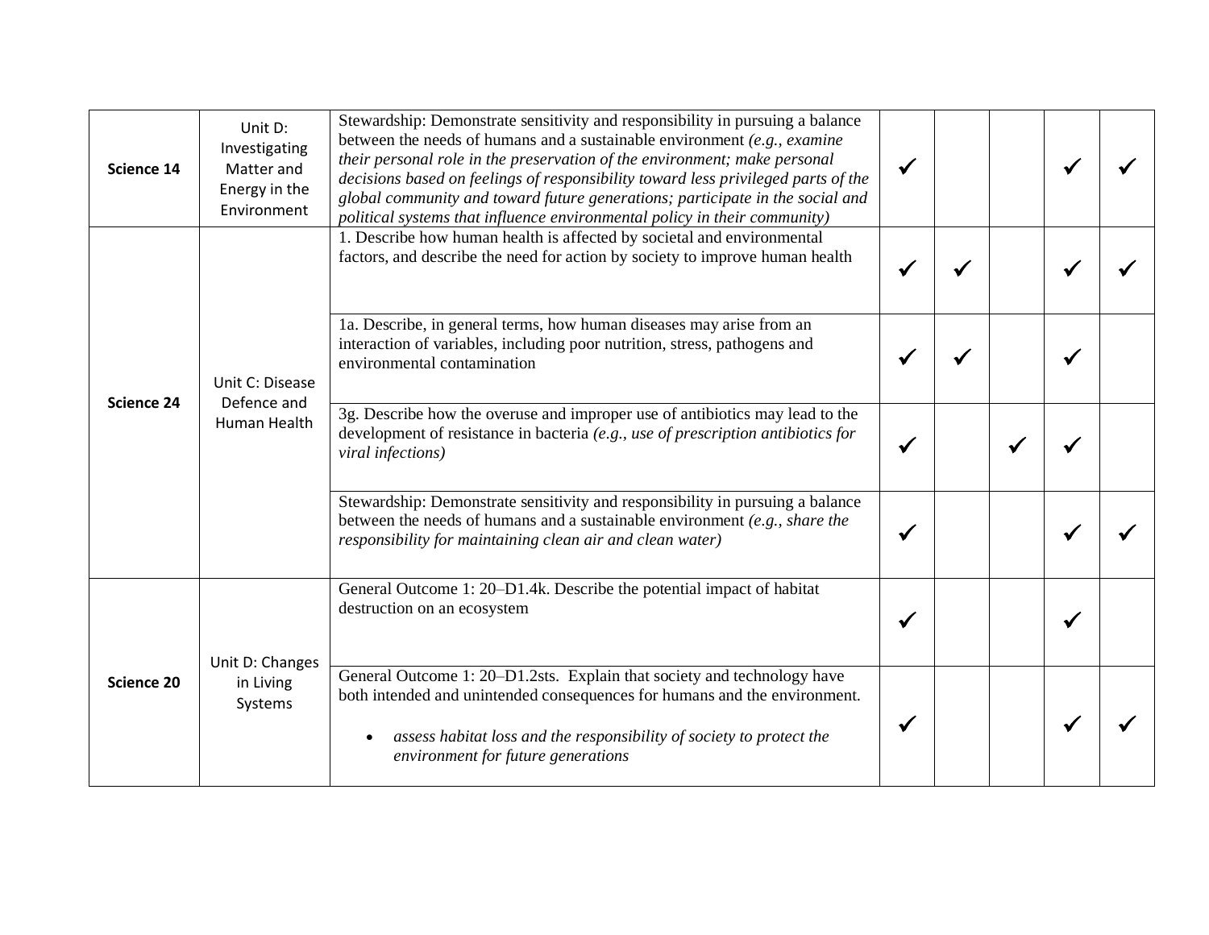| | | | | | | | |
|---|---|---|---|---|---|---|---|
| **Science 14** | Unit D: Investigating Matter and Energy in the Environment | Stewardship: Demonstrate sensitivity and responsibility in pursuing a balance between the needs of humans and a sustainable environment *(e.g., examine their personal role in the preservation of the environment; make personal decisions based on feelings of responsibility toward less privileged parts of the global community and toward future generations; participate in the social and political systems that influence environmental policy in their community)* | ✓ | | | ✓ | ✓ |
| **Science 24** | Unit C: Disease Defence and Human Health | 1. Describe how human health is affected by societal and environmental factors, and describe the need for action by society to improve human health | ✓ | ✓ | | ✓ | ✓ |
| | | 1a. Describe, in general terms, how human diseases may arise from an interaction of variables, including poor nutrition, stress, pathogens and environmental contamination | ✓ | ✓ | | ✓ | |
| | | 3g. Describe how the overuse and improper use of antibiotics may lead to the development of resistance in bacteria *(e.g., use of prescription antibiotics for viral infections)* | ✓ | | ✓ | ✓ | |
| | | Stewardship: Demonstrate sensitivity and responsibility in pursuing a balance between the needs of humans and a sustainable environment *(e.g., share the responsibility for maintaining clean air and clean water)* | ✓ | | | ✓ | ✓ |
| **Science 20** | Unit D: Changes in Living Systems | General Outcome 1: 20–D1.4k. Describe the potential impact of habitat destruction on an ecosystem | ✓ | | | ✓ | |
| | | General Outcome 1: 20–D1.2sts. Explain that society and technology have both intended and unintended consequences for humans and the environment. <br> • *assess habitat loss and the responsibility of society to protect the environment for future generations* | ✓ | | | ✓ | ✓ |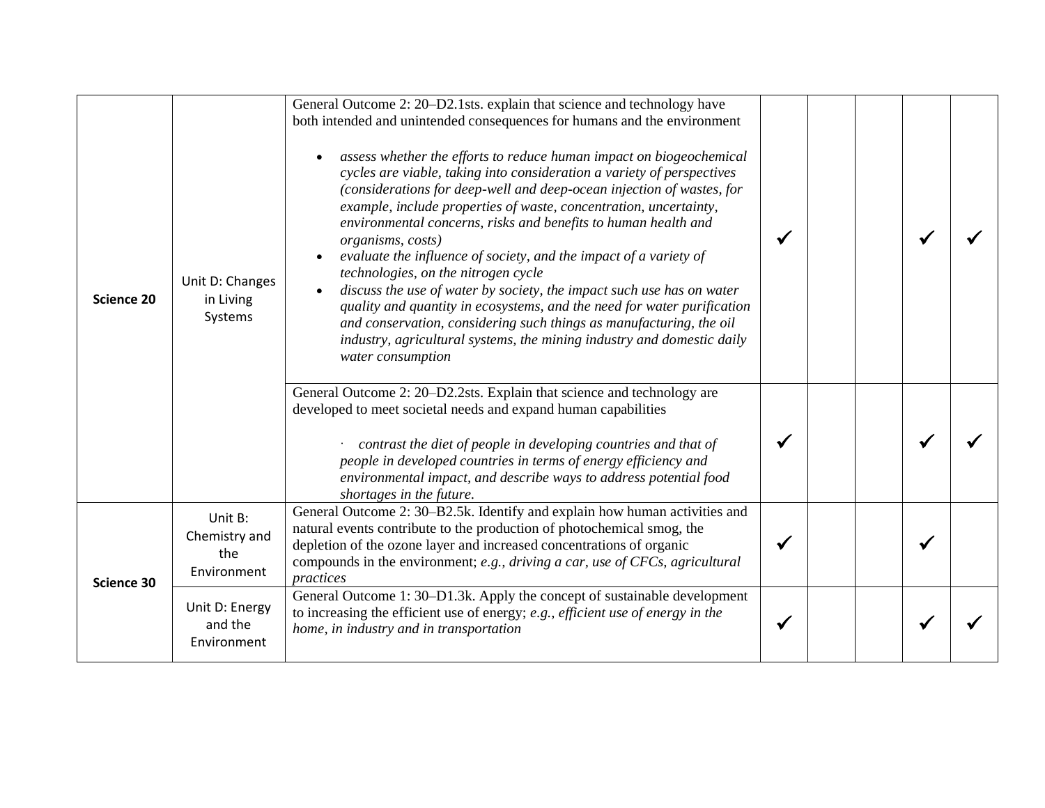| | | | | | | | |
|---|---|---|---|---|---|---|---|
| **Science 20** | Unit D: Changes in Living Systems | General Outcome 2: 20–D2.1sts. explain that science and technology have both intended and unintended consequences for humans and the environment<br><br>• *assess whether the efforts to reduce human impact on biogeochemical cycles are viable, taking into consideration a variety of perspectives (considerations for deep-well and deep-ocean injection of wastes, for example, include properties of waste, concentration, uncertainty, environmental concerns, risks and benefits to human health and organisms, costs)*<br>• *evaluate the influence of society, and the impact of a variety of technologies, on the nitrogen cycle*<br>• *discuss the use of water by society, the impact such use has on water quality and quantity in ecosystems, and the need for water purification and conservation, considering such things as manufacturing, the oil industry, agricultural systems, the mining industry and domestic daily water consumption* | ✓ | | | ✓ | ✓ |
| | | General Outcome 2: 20–D2.2sts. Explain that science and technology are developed to meet societal needs and expand human capabilities<br><br>· *contrast the diet of people in developing countries and that of people in developed countries in terms of energy efficiency and environmental impact, and describe ways to address potential food shortages in the future.* | ✓ | | | ✓ | ✓ |
| **Science 30** | Unit B: Chemistry and the Environment | General Outcome 2: 30–B2.5k. Identify and explain how human activities and natural events contribute to the production of photochemical smog, the depletion of the ozone layer and increased concentrations of organic compounds in the environment; *e.g., driving a car, use of CFCs, agricultural practices* | ✓ | | | ✓ | |
| | Unit D: Energy and the Environment | General Outcome 1: 30–D1.3k. Apply the concept of sustainable development to increasing the efficient use of energy; *e.g., efficient use of energy in the home, in industry and in transportation* | ✓ | | | ✓ | ✓ |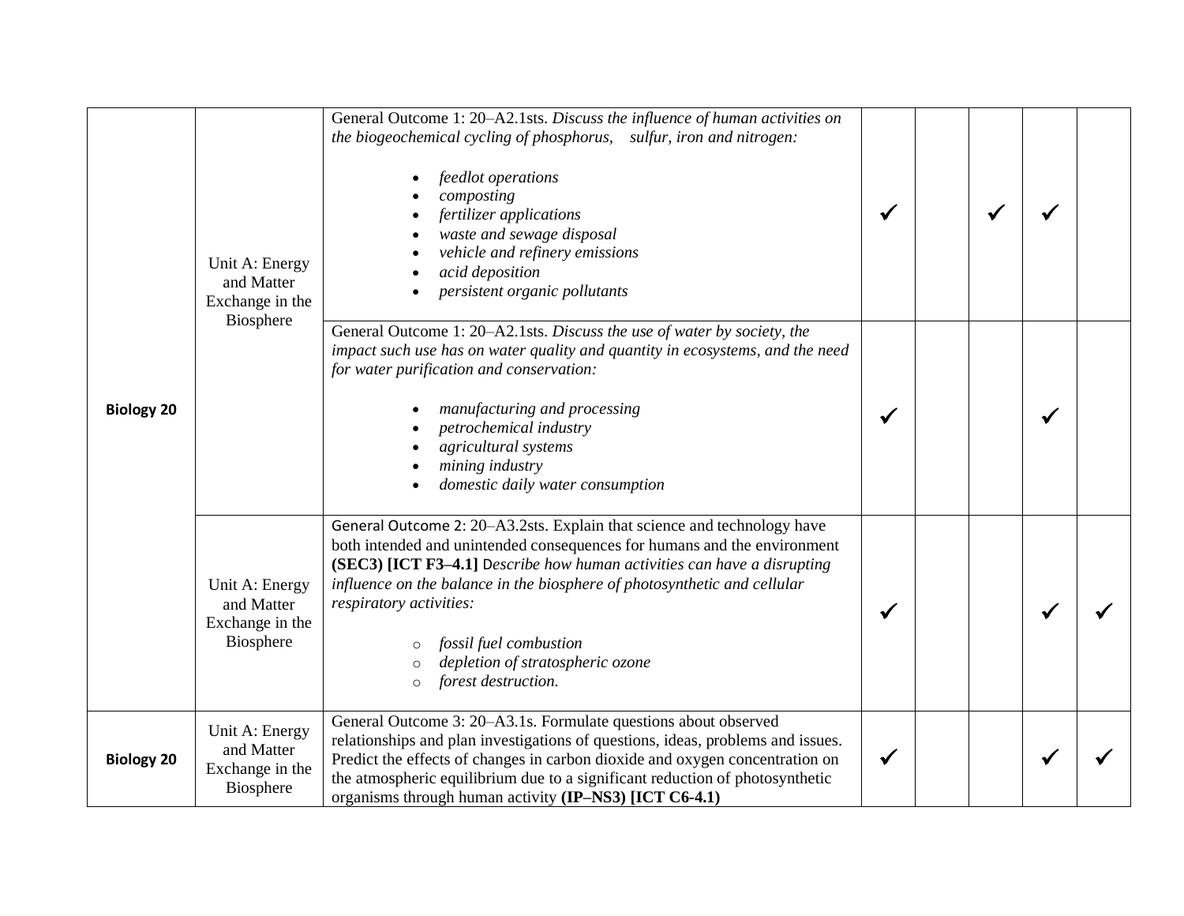| | | | | | | | |
|---|---|---|---|---|---|---|---|
| **Biology 20** | Unit A: Energy and Matter Exchange in the Biosphere | General Outcome 1: 20–A2.1sts. *Discuss the influence of human activities on the biogeochemical cycling of phosphorus, sulfur, iron and nitrogen:*<br><br>• *feedlot operations*<br>• *composting*<br>• *fertilizer applications*<br>• *waste and sewage disposal*<br>• *vehicle and refinery emissions*<br>• *acid deposition*<br>• *persistent organic pollutants* | ✓ | | ✓ | ✓ | |
| | | General Outcome 1: 20–A2.1sts. *Discuss the use of water by society, the impact such use has on water quality and quantity in ecosystems, and the need for water purification and conservation:*<br><br>• *manufacturing and processing*<br>• *petrochemical industry*<br>• *agricultural systems*<br>• *mining industry*<br>• *domestic daily water consumption* | ✓ | | | ✓ | |
| | Unit A: Energy and Matter Exchange in the Biosphere | General Outcome 2: 20–A3.2sts. Explain that science and technology have both intended and unintended consequences for humans and the environment **(SEC3) [ICT F3–4.1]** D*escribe how human activities can have a disrupting influence on the balance in the biosphere of photosynthetic and cellular respiratory activities:*<br><br>○ *fossil fuel combustion*<br>○ *depletion of stratospheric ozone*<br>○ *forest destruction.* | ✓ | | | ✓ | ✓ |
| **Biology 20** | Unit A: Energy and Matter Exchange in the Biosphere | General Outcome 3: 20–A3.1s. Formulate questions about observed relationships and plan investigations of questions, ideas, problems and issues. Predict the effects of changes in carbon dioxide and oxygen concentration on the atmospheric equilibrium due to a significant reduction of photosynthetic organisms through human activity **(IP–NS3) [ICT C6-4.1)** | ✓ | | | ✓ | ✓ |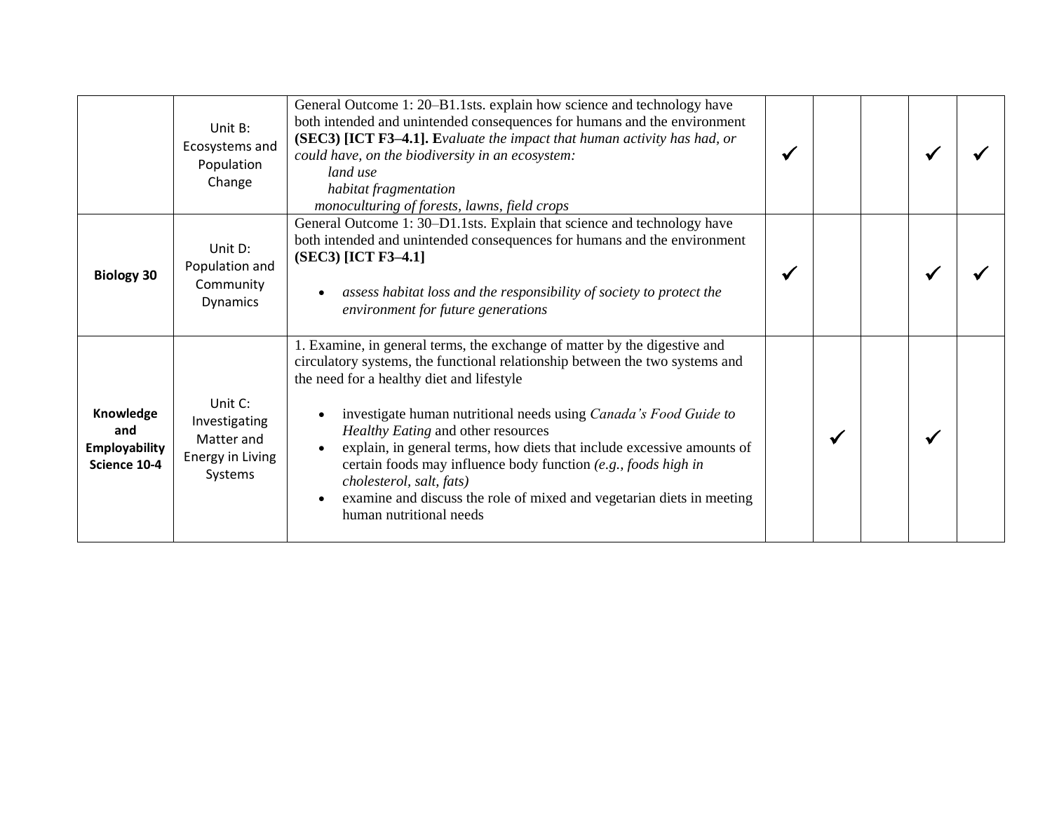| | | | | | | | |
|---|---|---|---|---|---|---|---|
| | Unit B: Ecosystems and Population Change | General Outcome 1: 20–B1.1sts. explain how science and technology have both intended and unintended consequences for humans and the environment **(SEC3) [ICT F3–4.1]. E***valuate the impact that human activity has had, or could have, on the biodiversity in an ecosystem:*<br>*land use*<br>*habitat fragmentation*<br>*monoculturing of forests, lawns, field crops* | ✓ | | | ✓ | ✓ |
| **Biology 30** | Unit D: Population and Community Dynamics | General Outcome 1: 30–D1.1sts. Explain that science and technology have both intended and unintended consequences for humans and the environment **(SEC3) [ICT F3–4.1]**<br><br>• *assess habitat loss and the responsibility of society to protect the environment for future generations* | ✓ | | | ✓ | ✓ |
| **Knowledge and Employability Science 10-4** | Unit C: Investigating Matter and Energy in Living Systems | 1. Examine, in general terms, the exchange of matter by the digestive and circulatory systems, the functional relationship between the two systems and the need for a healthy diet and lifestyle<br><br>• investigate human nutritional needs using *Canada's Food Guide to Healthy Eating* and other resources<br>• explain, in general terms, how diets that include excessive amounts of certain foods may influence body function *(e.g., foods high in cholesterol, salt, fats)*<br>• examine and discuss the role of mixed and vegetarian diets in meeting human nutritional needs | | ✓ | | ✓ | |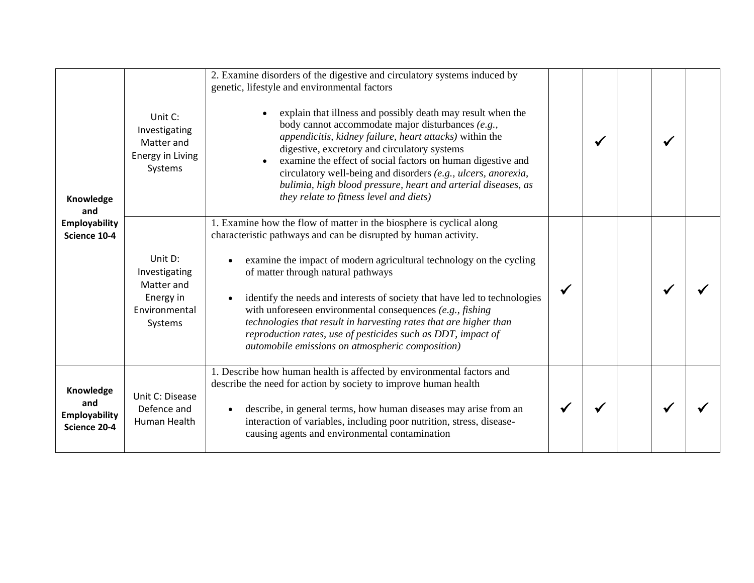| | | | | | | | |
|---|---|---|---|---|---|---|---|
| **Knowledge and Employability Science 10-4** | Unit C: Investigating Matter and Energy in Living Systems | 2. Examine disorders of the digestive and circulatory systems induced by genetic, lifestyle and environmental factors<br><br>• explain that illness and possibly death may result when the body cannot accommodate major disturbances *(e.g., appendicitis, kidney failure, heart attacks)* within the digestive, excretory and circulatory systems<br>• examine the effect of social factors on human digestive and circulatory well-being and disorders *(e.g., ulcers, anorexia, bulimia, high blood pressure, heart and arterial diseases, as they relate to fitness level and diets)* | | ✓ | | ✓ | |
| | Unit D: Investigating Matter and Energy in Environmental Systems | 1. Examine how the flow of matter in the biosphere is cyclical along characteristic pathways and can be disrupted by human activity.<br><br>• examine the impact of modern agricultural technology on the cycling of matter through natural pathways<br><br>• identify the needs and interests of society that have led to technologies with unforeseen environmental consequences *(e.g., fishing technologies that result in harvesting rates that are higher than reproduction rates, use of pesticides such as DDT, impact of automobile emissions on atmospheric composition)* | ✓ | | | ✓ | ✓ |
| **Knowledge and Employability Science 20-4** | Unit C: Disease Defence and Human Health | 1. Describe how human health is affected by environmental factors and describe the need for action by society to improve human health<br><br>• describe, in general terms, how human diseases may arise from an interaction of variables, including poor nutrition, stress, disease-causing agents and environmental contamination | ✓ | ✓ | | ✓ | ✓ |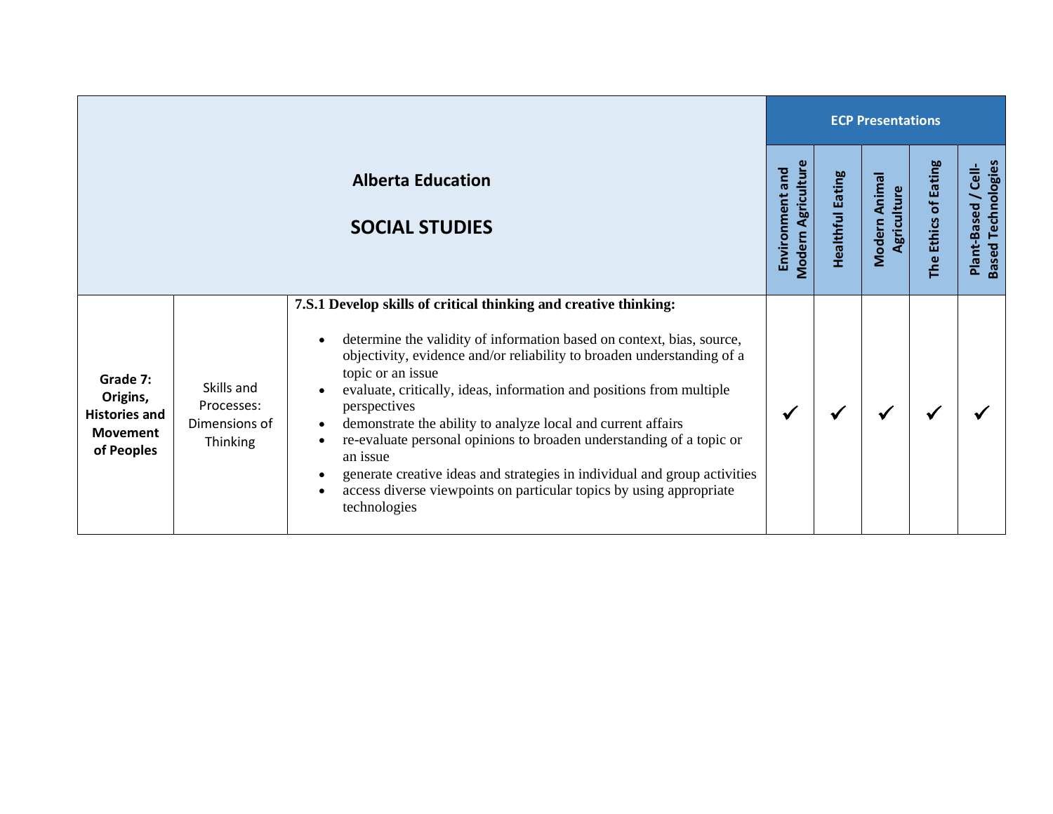| Alberta Education<br><br>SOCIAL STUDIES | | | ECP Presentations | | | | |
|---|---|---|---|---|---|---|---|
| | | | Environment and Modern Agriculture | Healthful Eating | Modern Animal Agriculture | The Ethics of Eating | Plant-Based / Cell-Based Technologies |
| **Grade 7: Origins, Histories and Movement of Peoples** | Skills and Processes: Dimensions of Thinking | **7.S.1 Develop skills of critical thinking and creative thinking:**<br><br>• determine the validity of information based on context, bias, source, objectivity, evidence and/or reliability to broaden understanding of a topic or an issue<br>• evaluate, critically, ideas, information and positions from multiple perspectives<br>• demonstrate the ability to analyze local and current affairs<br>• re-evaluate personal opinions to broaden understanding of a topic or an issue<br>• generate creative ideas and strategies in individual and group activities<br>• access diverse viewpoints on particular topics by using appropriate technologies | ✓ | ✓ | ✓ | ✓ | ✓ |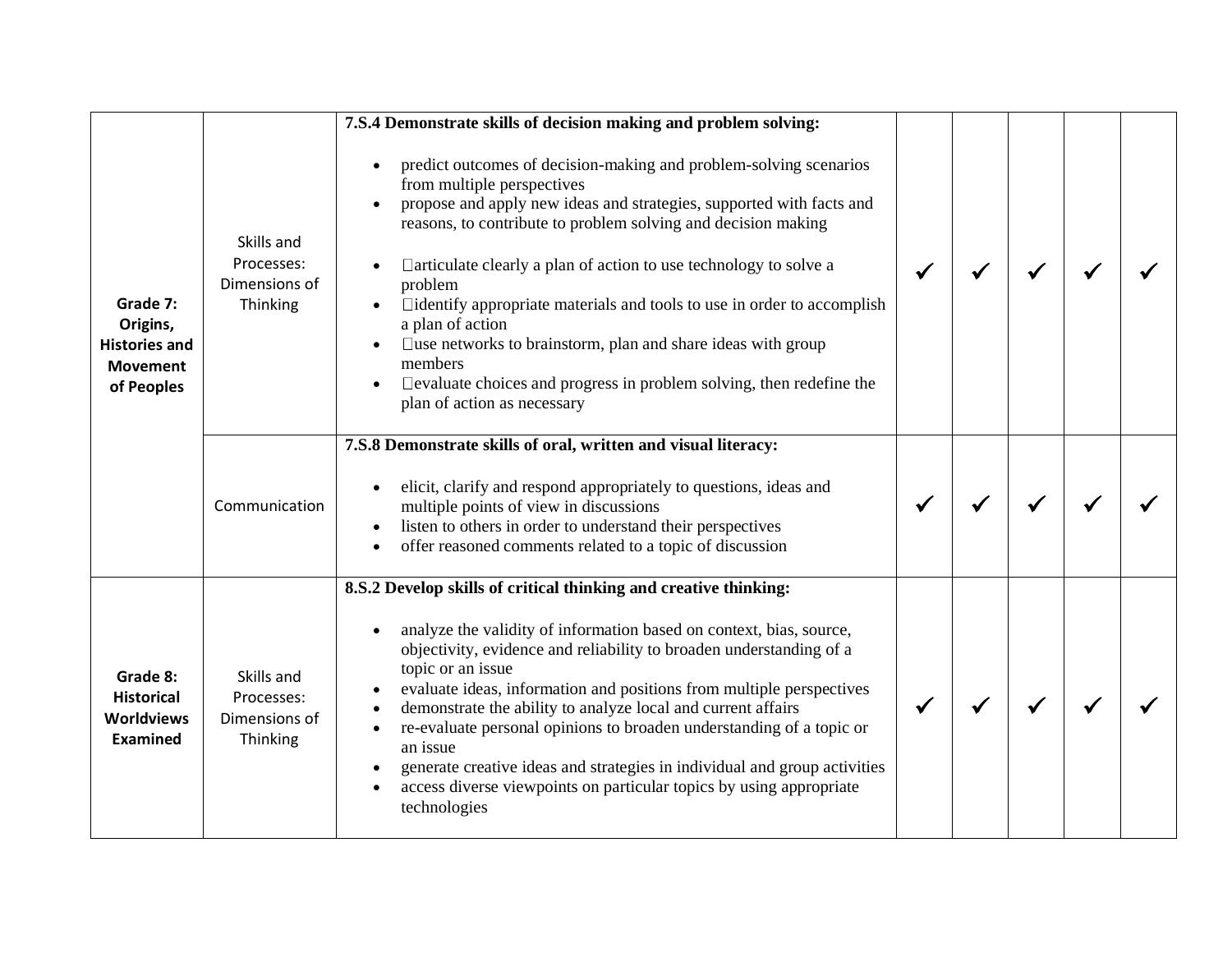| | | | | | | | |
|---|---|---|---|---|---|---|---|
| **Grade 7: Origins, Histories and Movement of Peoples** | Skills and Processes: Dimensions of Thinking | **7.S.4 Demonstrate skills of decision making and problem solving:**<br><br>• predict outcomes of decision-making and problem-solving scenarios from multiple perspectives<br>• propose and apply new ideas and strategies, supported with facts and reasons, to contribute to problem solving and decision making<br>• articulate clearly a plan of action to use technology to solve a problem<br>• identify appropriate materials and tools to use in order to accomplish a plan of action<br>• use networks to brainstorm, plan and share ideas with group members<br>• evaluate choices and progress in problem solving, then redefine the plan of action as necessary | ✓ | ✓ | ✓ | ✓ | ✓ |
| | Communication | **7.S.8 Demonstrate skills of oral, written and visual literacy:**<br><br>• elicit, clarify and respond appropriately to questions, ideas and multiple points of view in discussions<br>• listen to others in order to understand their perspectives<br>• offer reasoned comments related to a topic of discussion | ✓ | ✓ | ✓ | ✓ | ✓ |
| **Grade 8: Historical Worldviews Examined** | Skills and Processes: Dimensions of Thinking | **8.S.2 Develop skills of critical thinking and creative thinking:**<br><br>• analyze the validity of information based on context, bias, source, objectivity, evidence and reliability to broaden understanding of a topic or an issue<br>• evaluate ideas, information and positions from multiple perspectives<br>• demonstrate the ability to analyze local and current affairs<br>• re-evaluate personal opinions to broaden understanding of a topic or an issue<br>• generate creative ideas and strategies in individual and group activities<br>• access diverse viewpoints on particular topics by using appropriate technologies | ✓ | ✓ | ✓ | ✓ | ✓ |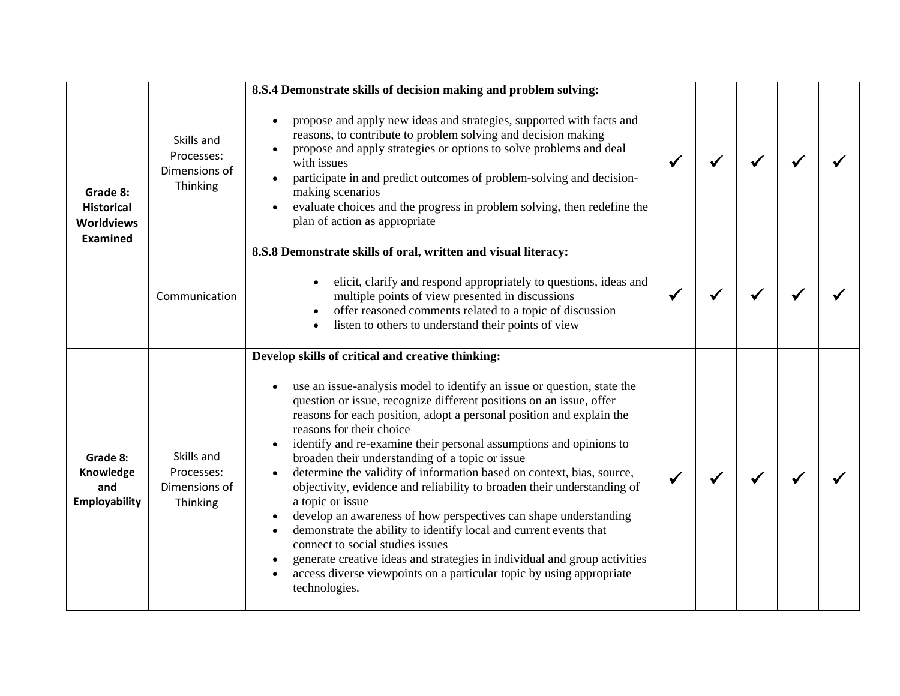| | | | | | | | |
|---|---|---|---|---|---|---|---|
| **Grade 8: Historical Worldviews Examined** | Skills and Processes: Dimensions of Thinking | **8.S.4 Demonstrate skills of decision making and problem solving:**<br><br>• propose and apply new ideas and strategies, supported with facts and reasons, to contribute to problem solving and decision making<br>• propose and apply strategies or options to solve problems and deal with issues<br>• participate in and predict outcomes of problem-solving and decision-making scenarios<br>• evaluate choices and the progress in problem solving, then redefine the plan of action as appropriate | ✓ | ✓ | ✓ | ✓ | ✓ |
| | Communication | **8.S.8 Demonstrate skills of oral, written and visual literacy:**<br><br>• elicit, clarify and respond appropriately to questions, ideas and multiple points of view presented in discussions<br>• offer reasoned comments related to a topic of discussion<br>• listen to others to understand their points of view | ✓ | ✓ | ✓ | ✓ | ✓ |
| **Grade 8: Knowledge and Employability** | Skills and Processes: Dimensions of Thinking | **Develop skills of critical and creative thinking:**<br><br>• use an issue-analysis model to identify an issue or question, state the question or issue, recognize different positions on an issue, offer reasons for each position, adopt a personal position and explain the reasons for their choice<br>• identify and re-examine their personal assumptions and opinions to broaden their understanding of a topic or issue<br>• determine the validity of information based on context, bias, source, objectivity, evidence and reliability to broaden their understanding of a topic or issue<br>• develop an awareness of how perspectives can shape understanding<br>• demonstrate the ability to identify local and current events that connect to social studies issues<br>• generate creative ideas and strategies in individual and group activities<br>• access diverse viewpoints on a particular topic by using appropriate technologies. | ✓ | ✓ | ✓ | ✓ | ✓ |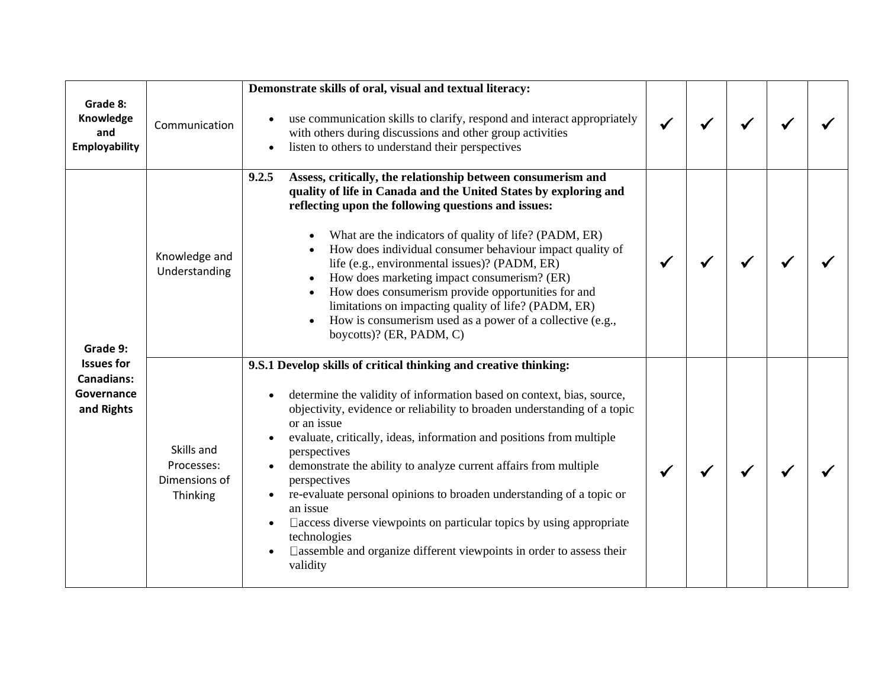| | | | | | | | |
|---|---|---|---|---|---|---|---|
| **Grade 8: Knowledge and Employability** | Communication | **Demonstrate skills of oral, visual and textual literacy:**<br><br>• use communication skills to clarify, respond and interact appropriately with others during discussions and other group activities<br>• listen to others to understand their perspectives | ✓ | ✓ | ✓ | ✓ | ✓ |
| **Grade 9: Issues for Canadians: Governance and Rights** | Knowledge and Understanding | **9.2.5 Assess, critically, the relationship between consumerism and quality of life in Canada and the United States by exploring and reflecting upon the following questions and issues:**<br><br>• What are the indicators of quality of life? (PADM, ER)<br>• How does individual consumer behaviour impact quality of life (e.g., environmental issues)? (PADM, ER)<br>• How does marketing impact consumerism? (ER)<br>• How does consumerism provide opportunities for and limitations on impacting quality of life? (PADM, ER)<br>• How is consumerism used as a power of a collective (e.g., boycotts)? (ER, PADM, C) | ✓ | ✓ | ✓ | ✓ | ✓ |
| | Skills and Processes: Dimensions of Thinking | **9.S.1 Develop skills of critical thinking and creative thinking:**<br><br>• determine the validity of information based on context, bias, source, objectivity, evidence or reliability to broaden understanding of a topic or an issue<br>• evaluate, critically, ideas, information and positions from multiple perspectives<br>• demonstrate the ability to analyze current affairs from multiple perspectives<br>• re-evaluate personal opinions to broaden understanding of a topic or an issue<br>• access diverse viewpoints on particular topics by using appropriate technologies<br>• assemble and organize different viewpoints in order to assess their validity | ✓ | ✓ | ✓ | ✓ | ✓ |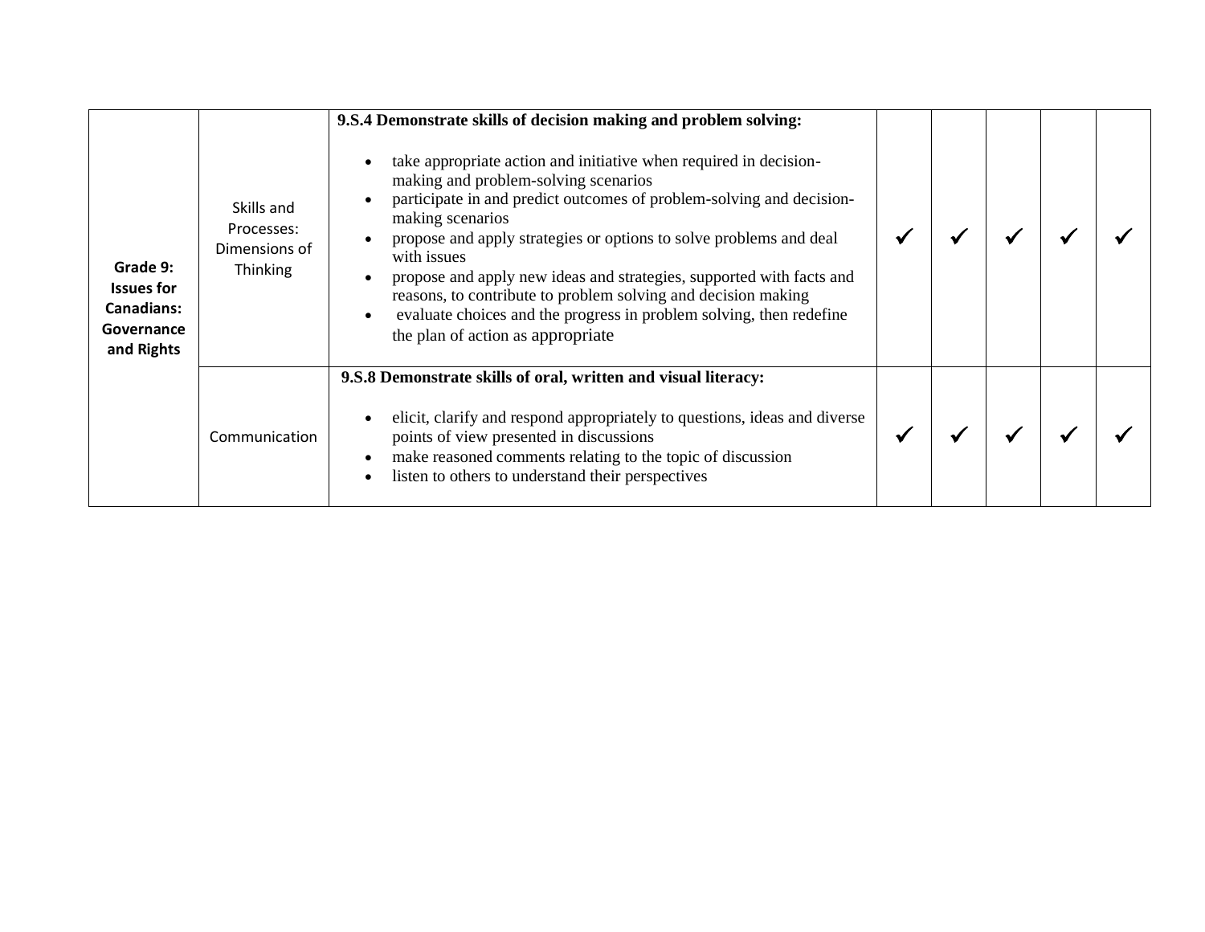| | | | | | | | |
|---|---|---|---|---|---|---|---|
| **Grade 9: Issues for Canadians: Governance and Rights** | Skills and Processes: Dimensions of Thinking | **9.S.4 Demonstrate skills of decision making and problem solving:**<br>• take appropriate action and initiative when required in decision-making and problem-solving scenarios<br>• participate in and predict outcomes of problem-solving and decision-making scenarios<br>• propose and apply strategies or options to solve problems and deal with issues<br>• propose and apply new ideas and strategies, supported with facts and reasons, to contribute to problem solving and decision making<br>• evaluate choices and the progress in problem solving, then redefine the plan of action as appropriate | ✓ | ✓ | ✓ | ✓ | ✓ |
| | Communication | **9.S.8 Demonstrate skills of oral, written and visual literacy:**<br>• elicit, clarify and respond appropriately to questions, ideas and diverse points of view presented in discussions<br>• make reasoned comments relating to the topic of discussion<br>• listen to others to understand their perspectives | ✓ | ✓ | ✓ | ✓ | ✓ |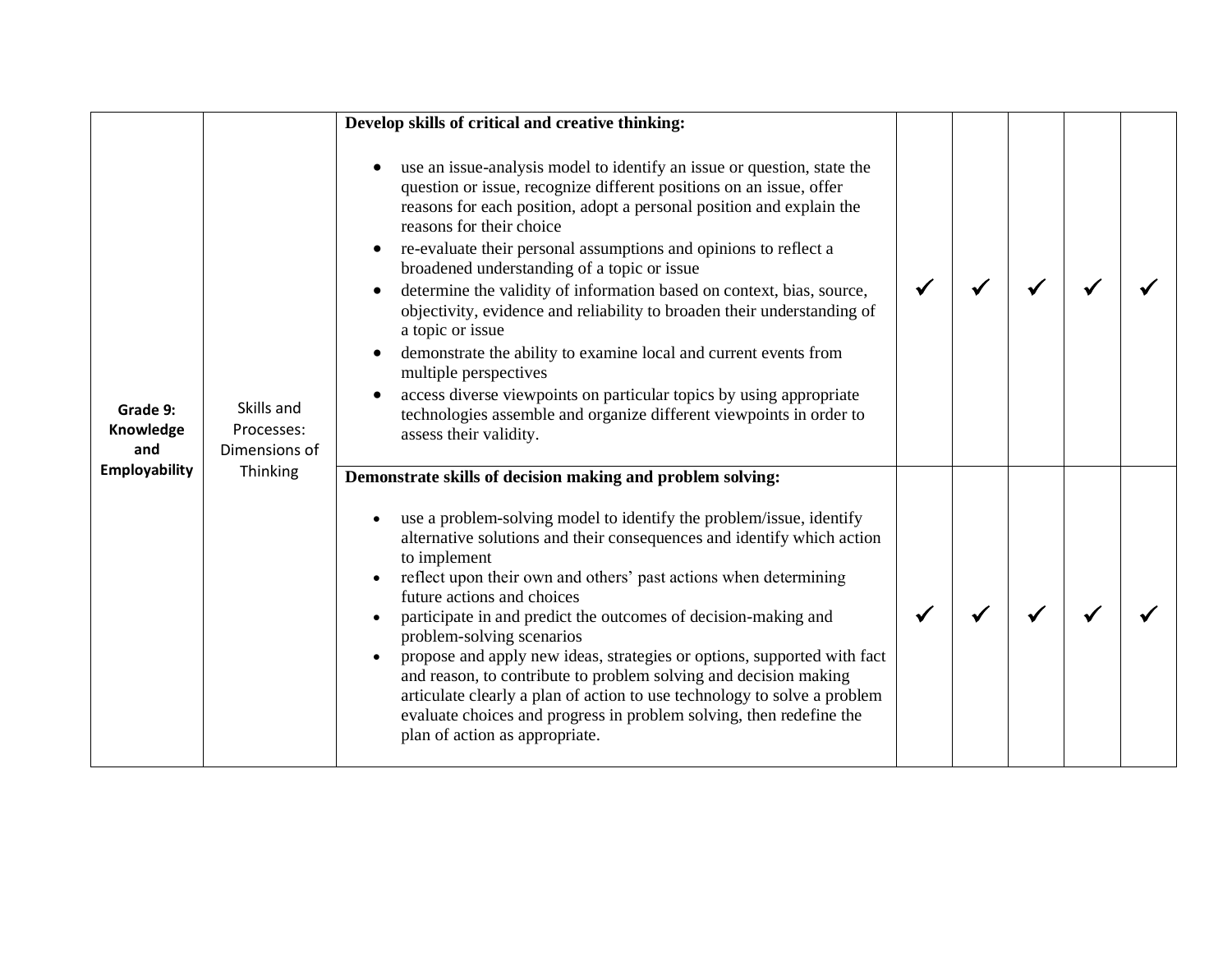| Grade 9: Knowledge and Employability | Skills and Processes: Dimensions of Thinking | **Develop skills of critical and creative thinking:**<br><br>• use an issue-analysis model to identify an issue or question, state the question or issue, recognize different positions on an issue, offer reasons for each position, adopt a personal position and explain the reasons for their choice<br>• re-evaluate their personal assumptions and opinions to reflect a broadened understanding of a topic or issue<br>• determine the validity of information based on context, bias, source, objectivity, evidence and reliability to broaden their understanding of a topic or issue<br>• demonstrate the ability to examine local and current events from multiple perspectives<br>• access diverse viewpoints on particular topics by using appropriate technologies assemble and organize different viewpoints in order to assess their validity. | ✓ | ✓ | ✓ | ✓ | ✓ |
|---|---|---|---|---|---|---|---|
| | | **Demonstrate skills of decision making and problem solving:**<br><br>• use a problem-solving model to identify the problem/issue, identify alternative solutions and their consequences and identify which action to implement<br>• reflect upon their own and others' past actions when determining future actions and choices<br>• participate in and predict the outcomes of decision-making and problem-solving scenarios<br>• propose and apply new ideas, strategies or options, supported with fact and reason, to contribute to problem solving and decision making articulate clearly a plan of action to use technology to solve a problem evaluate choices and progress in problem solving, then redefine the plan of action as appropriate. | ✓ | ✓ | ✓ | ✓ | ✓ |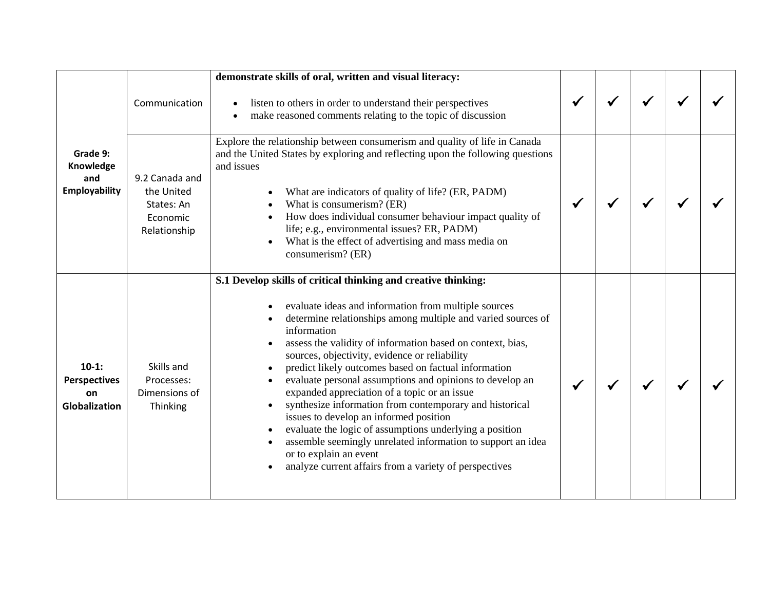| | | | | | | | |
|---|---|---|---|---|---|---|---|
| **Grade 9: Knowledge and Employability** | Communication | **demonstrate skills of oral, written and visual literacy:**<br><br>• listen to others in order to understand their perspectives<br>• make reasoned comments relating to the topic of discussion | ✓ | ✓ | ✓ | ✓ | ✓ |
| | 9.2 Canada and the United States: An Economic Relationship | Explore the relationship between consumerism and quality of life in Canada and the United States by exploring and reflecting upon the following questions and issues<br><br>• What are indicators of quality of life? (ER, PADM)<br>• What is consumerism? (ER)<br>• How does individual consumer behaviour impact quality of life; e.g., environmental issues? ER, PADM)<br>• What is the effect of advertising and mass media on consumerism? (ER) | ✓ | ✓ | ✓ | ✓ | ✓ |
| **10-1: Perspectives on Globalization** | Skills and Processes: Dimensions of Thinking | **S.1 Develop skills of critical thinking and creative thinking:**<br><br>• evaluate ideas and information from multiple sources<br>• determine relationships among multiple and varied sources of information<br>• assess the validity of information based on context, bias, sources, objectivity, evidence or reliability<br>• predict likely outcomes based on factual information<br>• evaluate personal assumptions and opinions to develop an expanded appreciation of a topic or an issue<br>• synthesize information from contemporary and historical issues to develop an informed position<br>• evaluate the logic of assumptions underlying a position<br>• assemble seemingly unrelated information to support an idea or to explain an event<br>• analyze current affairs from a variety of perspectives | ✓ | ✓ | ✓ | ✓ | ✓ |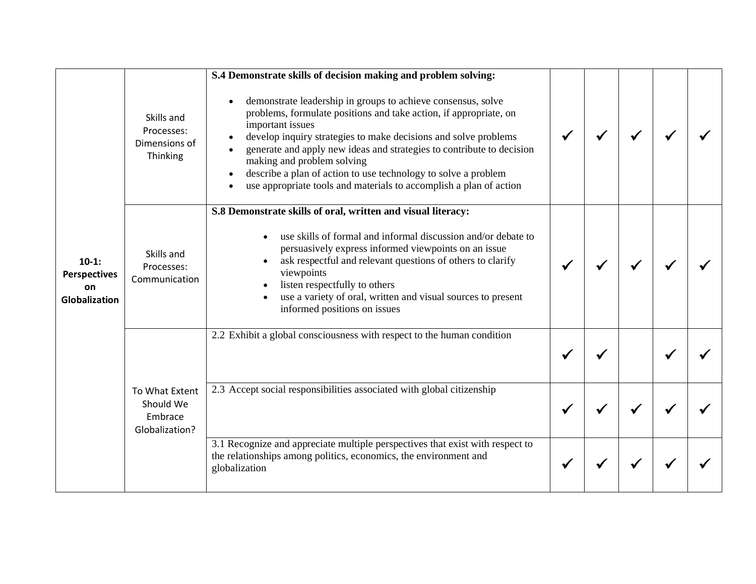| | | | | | | | |
|---|---|---|---|---|---|---|---|
| **10-1: Perspectives on Globalization** | Skills and Processes: Dimensions of Thinking | **S.4 Demonstrate skills of decision making and problem solving:**<br><br>• demonstrate leadership in groups to achieve consensus, solve problems, formulate positions and take action, if appropriate, on important issues<br>• develop inquiry strategies to make decisions and solve problems<br>• generate and apply new ideas and strategies to contribute to decision making and problem solving<br>• describe a plan of action to use technology to solve a problem<br>• use appropriate tools and materials to accomplish a plan of action | ✓ | ✓ | ✓ | ✓ | ✓ |
| | Skills and Processes: Communication | **S.8 Demonstrate skills of oral, written and visual literacy:**<br><br>• use skills of formal and informal discussion and/or debate to persuasively express informed viewpoints on an issue<br>• ask respectful and relevant questions of others to clarify viewpoints<br>• listen respectfully to others<br>• use a variety of oral, written and visual sources to present informed positions on issues | ✓ | ✓ | ✓ | ✓ | ✓ |
| | To What Extent Should We Embrace Globalization? | 2.2 Exhibit a global consciousness with respect to the human condition | ✓ | ✓ | | ✓ | ✓ |
| | | 2.3 Accept social responsibilities associated with global citizenship | ✓ | ✓ | ✓ | ✓ | ✓ |
| | | 3.1 Recognize and appreciate multiple perspectives that exist with respect to the relationships among politics, economics, the environment and globalization | ✓ | ✓ | ✓ | ✓ | ✓ |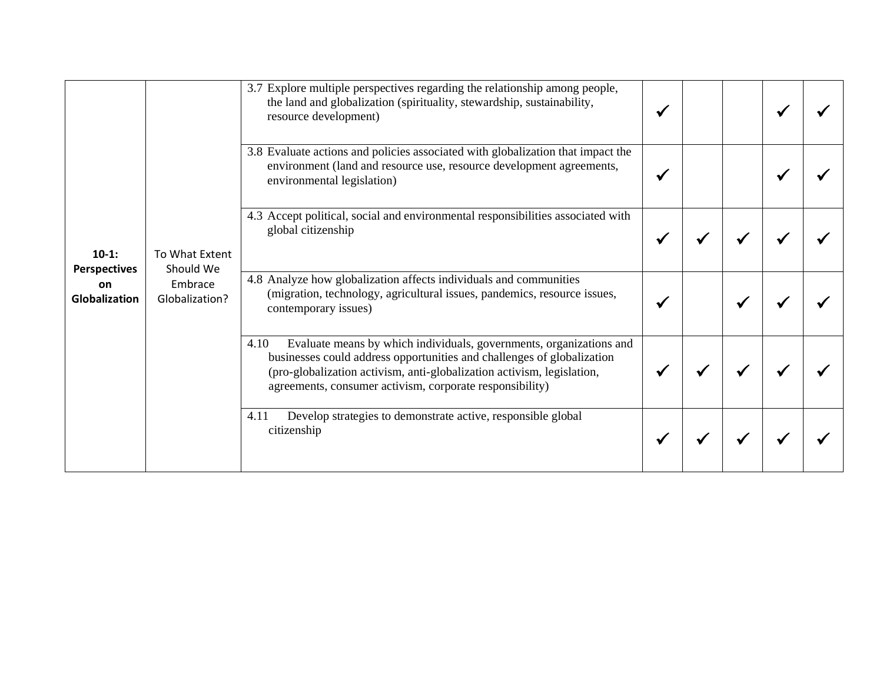| | | | | | | | |
|---|---|---|---|---|---|---|---|
| **10-1: Perspectives on Globalization** | To What Extent Should We Embrace Globalization? | 3.7 Explore multiple perspectives regarding the relationship among people, the land and globalization (spirituality, stewardship, sustainability, resource development) | ✓ | | | ✓ | ✓ |
| | | 3.8 Evaluate actions and policies associated with globalization that impact the environment (land and resource use, resource development agreements, environmental legislation) | ✓ | | | ✓ | ✓ |
| | | 4.3 Accept political, social and environmental responsibilities associated with global citizenship | ✓ | ✓ | ✓ | ✓ | ✓ |
| | | 4.8 Analyze how globalization affects individuals and communities (migration, technology, agricultural issues, pandemics, resource issues, contemporary issues) | ✓ | | ✓ | ✓ | ✓ |
| | | 4.10 Evaluate means by which individuals, governments, organizations and businesses could address opportunities and challenges of globalization (pro-globalization activism, anti-globalization activism, legislation, agreements, consumer activism, corporate responsibility) | ✓ | ✓ | ✓ | ✓ | ✓ |
| | | 4.11 Develop strategies to demonstrate active, responsible global citizenship | ✓ | ✓ | ✓ | ✓ | ✓ |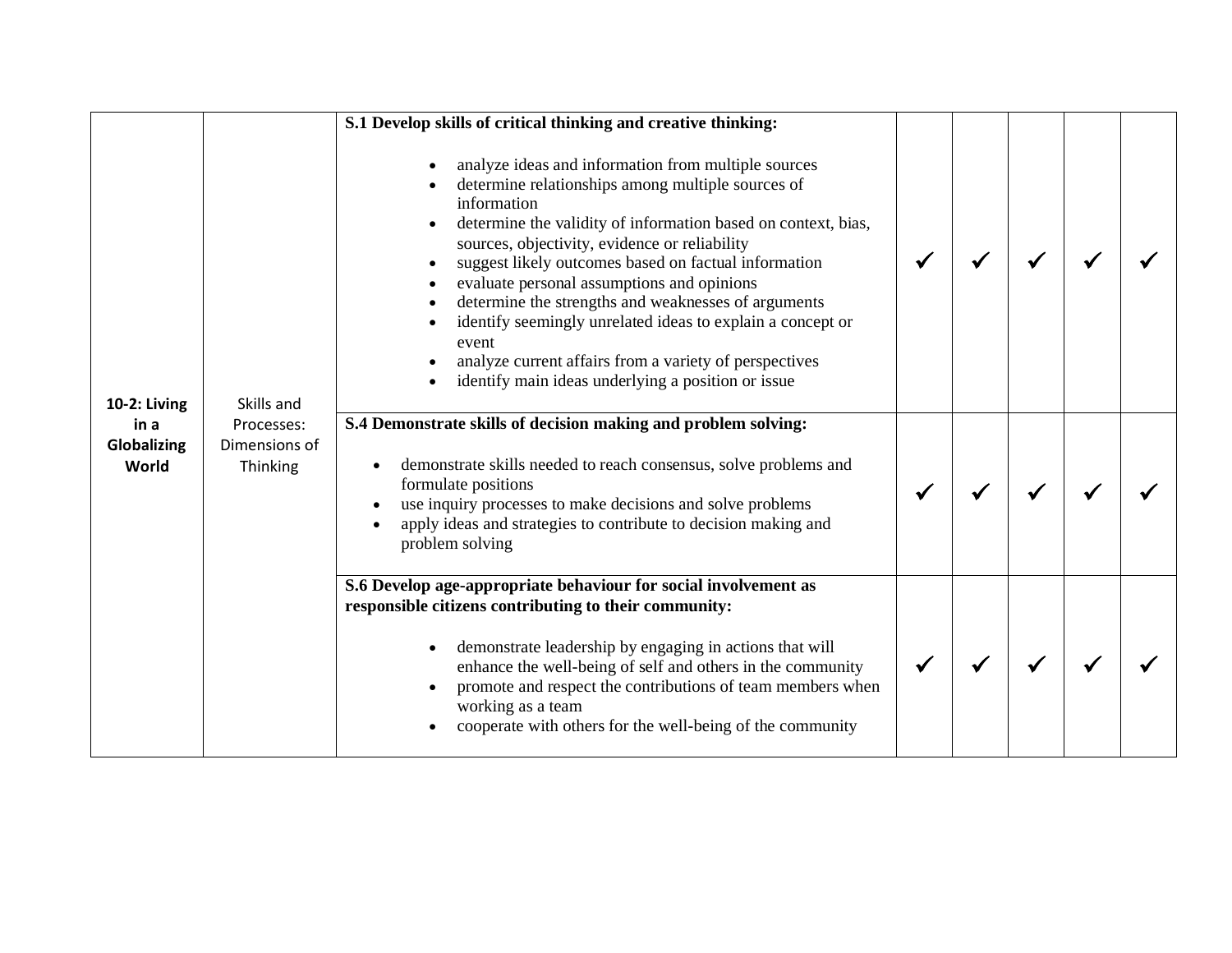| 10-2: Living in a Globalizing World | Skills and Processes: Dimensions of Thinking | **S.1 Develop skills of critical thinking and creative thinking:**<br><br>• analyze ideas and information from multiple sources<br>• determine relationships among multiple sources of information<br>• determine the validity of information based on context, bias, sources, objectivity, evidence or reliability<br>• suggest likely outcomes based on factual information<br>• evaluate personal assumptions and opinions<br>• determine the strengths and weaknesses of arguments<br>• identify seemingly unrelated ideas to explain a concept or event<br>• analyze current affairs from a variety of perspectives<br>• identify main ideas underlying a position or issue | ✓ | ✓ | ✓ | ✓ | ✓ |
|---|---|---|---|---|---|---|---|
| | | **S.4 Demonstrate skills of decision making and problem solving:**<br><br>• demonstrate skills needed to reach consensus, solve problems and formulate positions<br>• use inquiry processes to make decisions and solve problems<br>• apply ideas and strategies to contribute to decision making and problem solving | ✓ | ✓ | ✓ | ✓ | ✓ |
| | | **S.6 Develop age-appropriate behaviour for social involvement as responsible citizens contributing to their community:**<br><br>• demonstrate leadership by engaging in actions that will enhance the well-being of self and others in the community<br>• promote and respect the contributions of team members when working as a team<br>• cooperate with others for the well-being of the community | ✓ | ✓ | ✓ | ✓ | ✓ |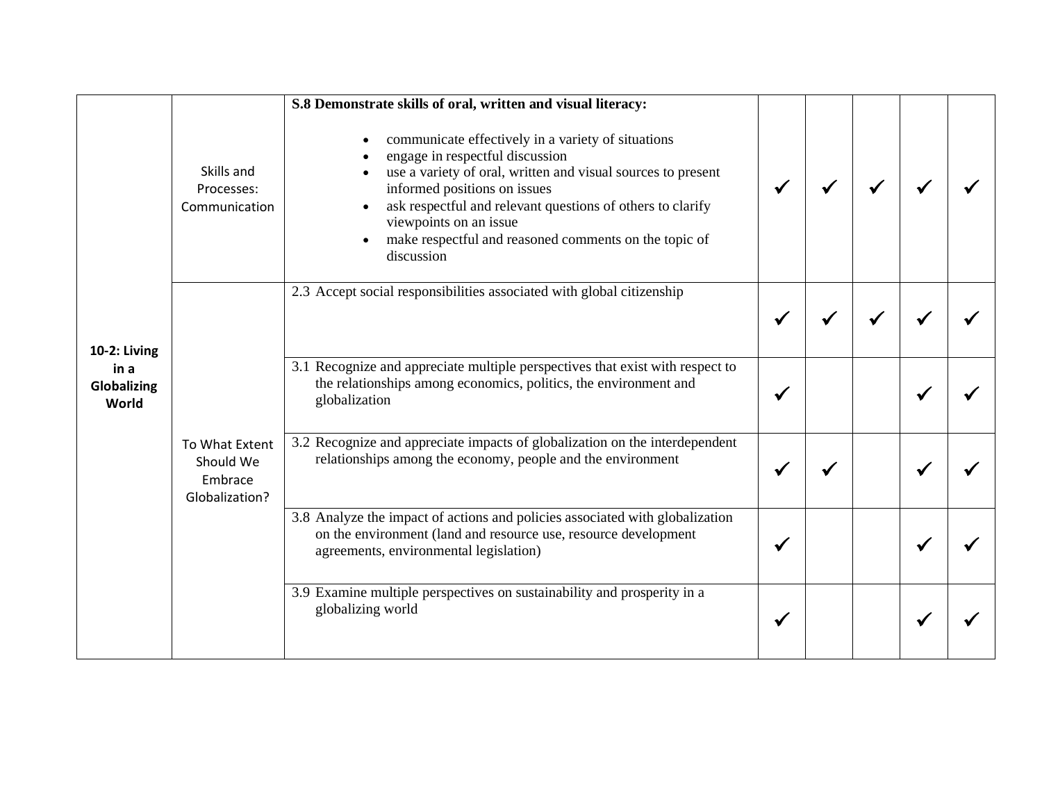| | | | | | | | |
|---|---|---|---|---|---|---|---|
| 10-2: Living in a Globalizing World | Skills and Processes: Communication | **S.8 Demonstrate skills of oral, written and visual literacy:**<br>• communicate effectively in a variety of situations<br>• engage in respectful discussion<br>• use a variety of oral, written and visual sources to present informed positions on issues<br>• ask respectful and relevant questions of others to clarify viewpoints on an issue<br>• make respectful and reasoned comments on the topic of discussion | ✓ | ✓ | ✓ | ✓ | ✓ |
| | To What Extent Should We Embrace Globalization? | 2.3 Accept social responsibilities associated with global citizenship | ✓ | ✓ | ✓ | ✓ | ✓ |
| | | 3.1 Recognize and appreciate multiple perspectives that exist with respect to the relationships among economics, politics, the environment and globalization | ✓ | | | ✓ | ✓ |
| | | 3.2 Recognize and appreciate impacts of globalization on the interdependent relationships among the economy, people and the environment | ✓ | ✓ | | ✓ | ✓ |
| | | 3.8 Analyze the impact of actions and policies associated with globalization on the environment (land and resource use, resource development agreements, environmental legislation) | ✓ | | | ✓ | ✓ |
| | | 3.9 Examine multiple perspectives on sustainability and prosperity in a globalizing world | ✓ | | | ✓ | ✓ |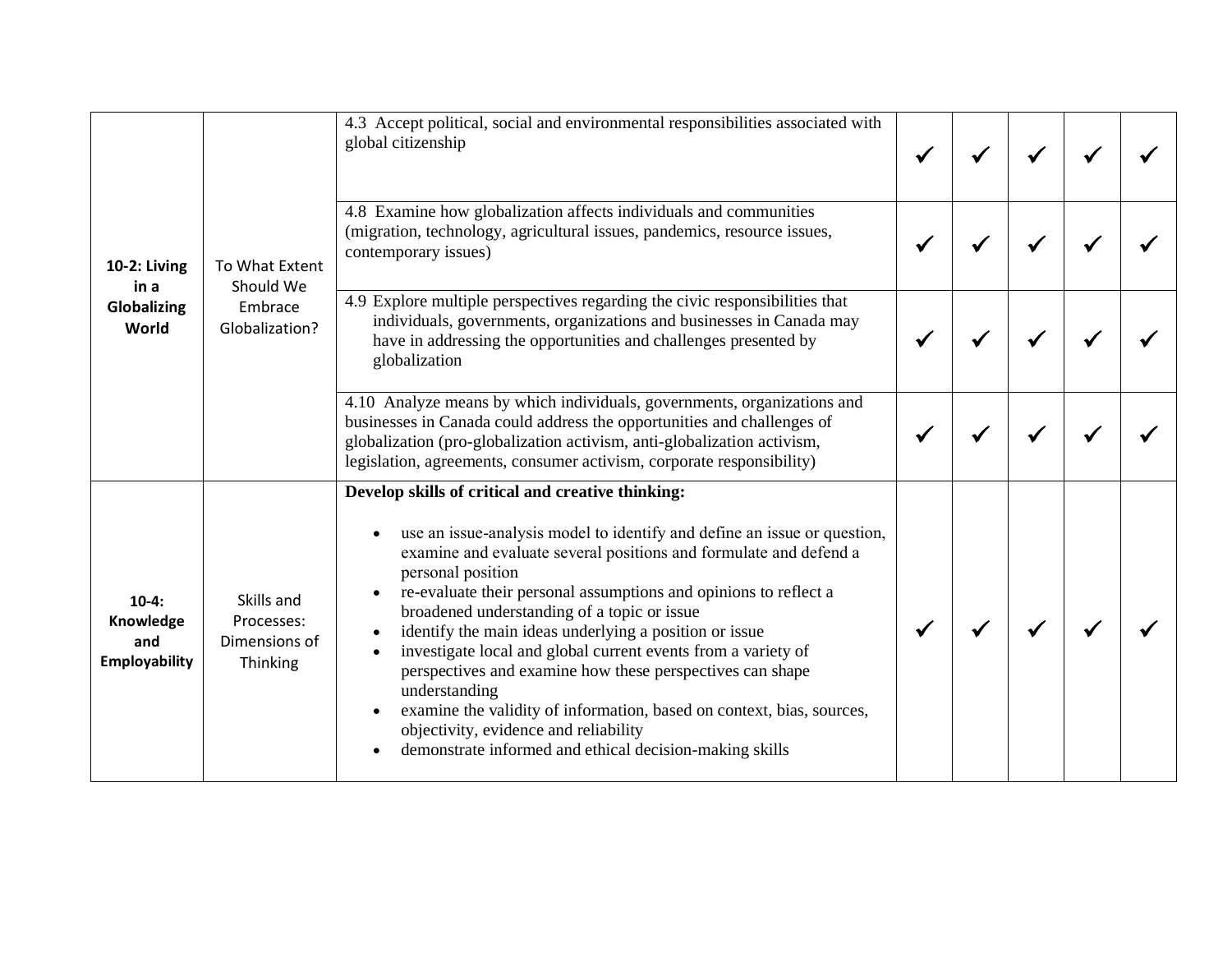| | | | | | | | |
|---|---|---|---|---|---|---|---|
| **10-2: Living in a Globalizing World** | To What Extent Should We Embrace Globalization? | 4.3 Accept political, social and environmental responsibilities associated with global citizenship | ✓ | ✓ | ✓ | ✓ | ✓ |
| | | 4.8 Examine how globalization affects individuals and communities (migration, technology, agricultural issues, pandemics, resource issues, contemporary issues) | ✓ | ✓ | ✓ | ✓ | ✓ |
| | | 4.9 Explore multiple perspectives regarding the civic responsibilities that individuals, governments, organizations and businesses in Canada may have in addressing the opportunities and challenges presented by globalization | ✓ | ✓ | ✓ | ✓ | ✓ |
| | | 4.10 Analyze means by which individuals, governments, organizations and businesses in Canada could address the opportunities and challenges of globalization (pro-globalization activism, anti-globalization activism, legislation, agreements, consumer activism, corporate responsibility) | ✓ | ✓ | ✓ | ✓ | ✓ |
| **10-4: Knowledge and Employability** | Skills and Processes: Dimensions of Thinking | **Develop skills of critical and creative thinking:**<br>• use an issue-analysis model to identify and define an issue or question, examine and evaluate several positions and formulate and defend a personal position<br>• re-evaluate their personal assumptions and opinions to reflect a broadened understanding of a topic or issue<br>• identify the main ideas underlying a position or issue<br>• investigate local and global current events from a variety of perspectives and examine how these perspectives can shape understanding<br>• examine the validity of information, based on context, bias, sources, objectivity, evidence and reliability<br>• demonstrate informed and ethical decision-making skills | ✓ | ✓ | ✓ | ✓ | ✓ |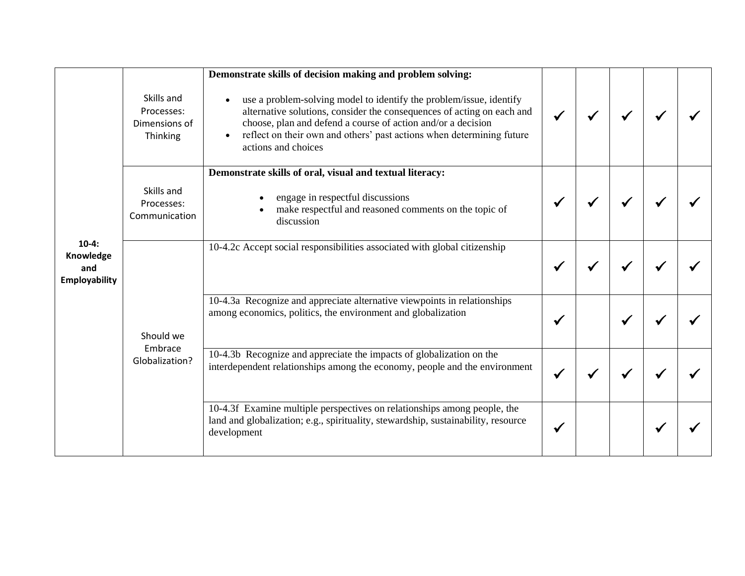| | | | | | | | |
|---|---|---|---|---|---|---|---|
| **10-4: Knowledge and Employability** | Skills and Processes: Dimensions of Thinking | **Demonstrate skills of decision making and problem solving:**<br>• use a problem-solving model to identify the problem/issue, identify alternative solutions, consider the consequences of acting on each and choose, plan and defend a course of action and/or a decision<br>• reflect on their own and others' past actions when determining future actions and choices | ✓ | ✓ | ✓ | ✓ | ✓ |
| | Skills and Processes: Communication | **Demonstrate skills of oral, visual and textual literacy:**<br>• engage in respectful discussions<br>• make respectful and reasoned comments on the topic of discussion | ✓ | ✓ | ✓ | ✓ | ✓ |
| | Should we Embrace Globalization? | 10-4.2c Accept social responsibilities associated with global citizenship | ✓ | ✓ | ✓ | ✓ | ✓ |
| | | 10-4.3a Recognize and appreciate alternative viewpoints in relationships among economics, politics, the environment and globalization | ✓ | | ✓ | ✓ | ✓ |
| | | 10-4.3b Recognize and appreciate the impacts of globalization on the interdependent relationships among the economy, people and the environment | ✓ | ✓ | ✓ | ✓ | ✓ |
| | | 10-4.3f Examine multiple perspectives on relationships among people, the land and globalization; e.g., spirituality, stewardship, sustainability, resource development | ✓ | | | ✓ | ✓ |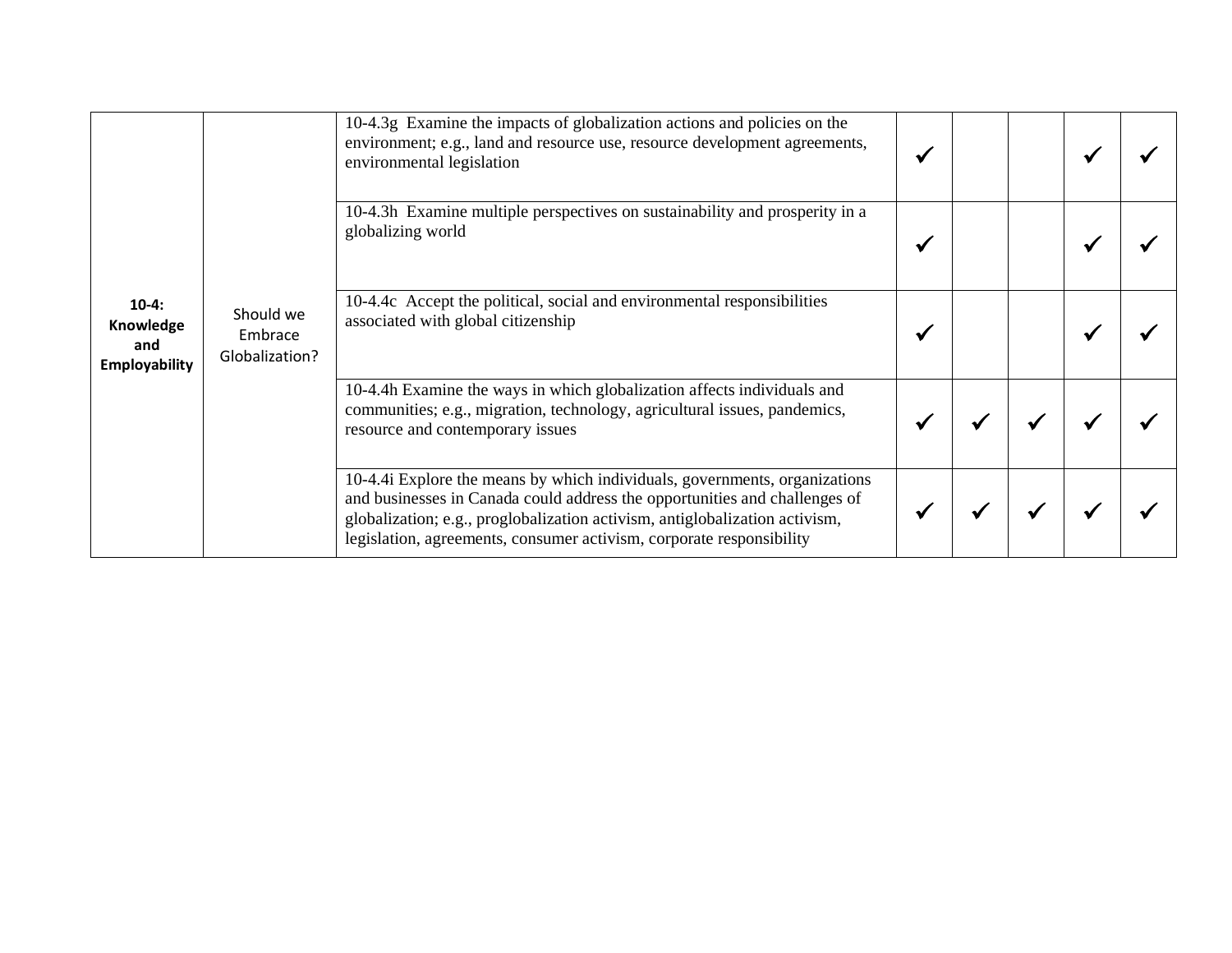| | | | | | | | |
|---|---|---|---|---|---|---|---|
| **10-4: Knowledge and Employability** | Should we Embrace Globalization? | 10-4.3g Examine the impacts of globalization actions and policies on the environment; e.g., land and resource use, resource development agreements, environmental legislation | ✓ | | | ✓ | ✓ |
| | | 10-4.3h Examine multiple perspectives on sustainability and prosperity in a globalizing world | ✓ | | | ✓ | ✓ |
| | | 10-4.4c Accept the political, social and environmental responsibilities associated with global citizenship | ✓ | | | ✓ | ✓ |
| | | 10-4.4h Examine the ways in which globalization affects individuals and communities; e.g., migration, technology, agricultural issues, pandemics, resource and contemporary issues | ✓ | ✓ | ✓ | ✓ | ✓ |
| | | 10-4.4i Explore the means by which individuals, governments, organizations and businesses in Canada could address the opportunities and challenges of globalization; e.g., proglobalization activism, antiglobalization activism, legislation, agreements, consumer activism, corporate responsibility | ✓ | ✓ | ✓ | ✓ | ✓ |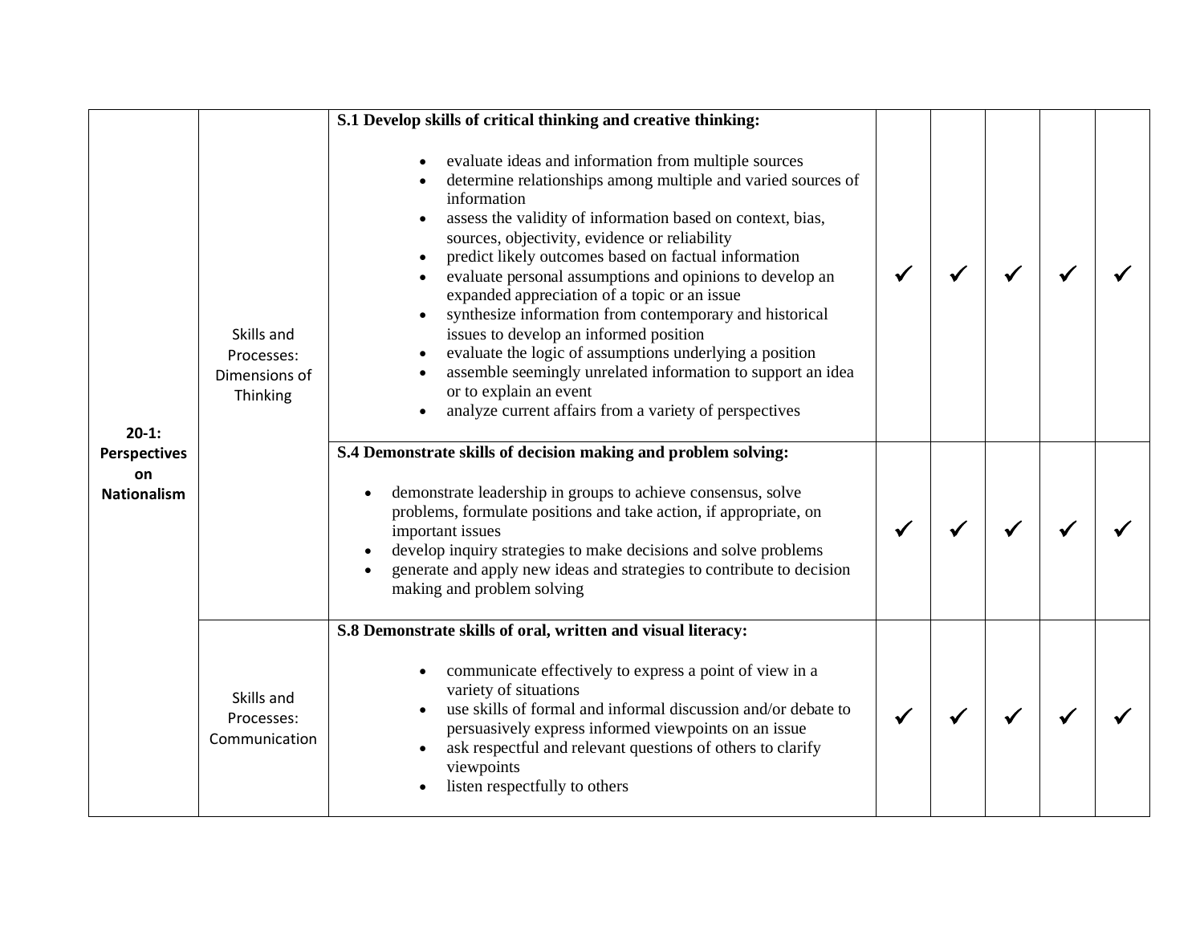| | | | | | | | |
|---|---|---|---|---|---|---|---|
| **20-1: Perspectives on Nationalism** | Skills and Processes: Dimensions of Thinking | **S.1 Develop skills of critical thinking and creative thinking:**<br>• evaluate ideas and information from multiple sources<br>• determine relationships among multiple and varied sources of information<br>• assess the validity of information based on context, bias, sources, objectivity, evidence or reliability<br>• predict likely outcomes based on factual information<br>• evaluate personal assumptions and opinions to develop an expanded appreciation of a topic or an issue<br>• synthesize information from contemporary and historical issues to develop an informed position<br>• evaluate the logic of assumptions underlying a position<br>• assemble seemingly unrelated information to support an idea or to explain an event<br>• analyze current affairs from a variety of perspectives | ✓ | ✓ | ✓ | ✓ | ✓ |
| | | **S.4 Demonstrate skills of decision making and problem solving:**<br>• demonstrate leadership in groups to achieve consensus, solve problems, formulate positions and take action, if appropriate, on important issues<br>• develop inquiry strategies to make decisions and solve problems<br>• generate and apply new ideas and strategies to contribute to decision making and problem solving | ✓ | ✓ | ✓ | ✓ | ✓ |
| | Skills and Processes: Communication | **S.8 Demonstrate skills of oral, written and visual literacy:**<br>• communicate effectively to express a point of view in a variety of situations<br>• use skills of formal and informal discussion and/or debate to persuasively express informed viewpoints on an issue<br>• ask respectful and relevant questions of others to clarify viewpoints<br>• listen respectfully to others | ✓ | ✓ | ✓ | ✓ | ✓ |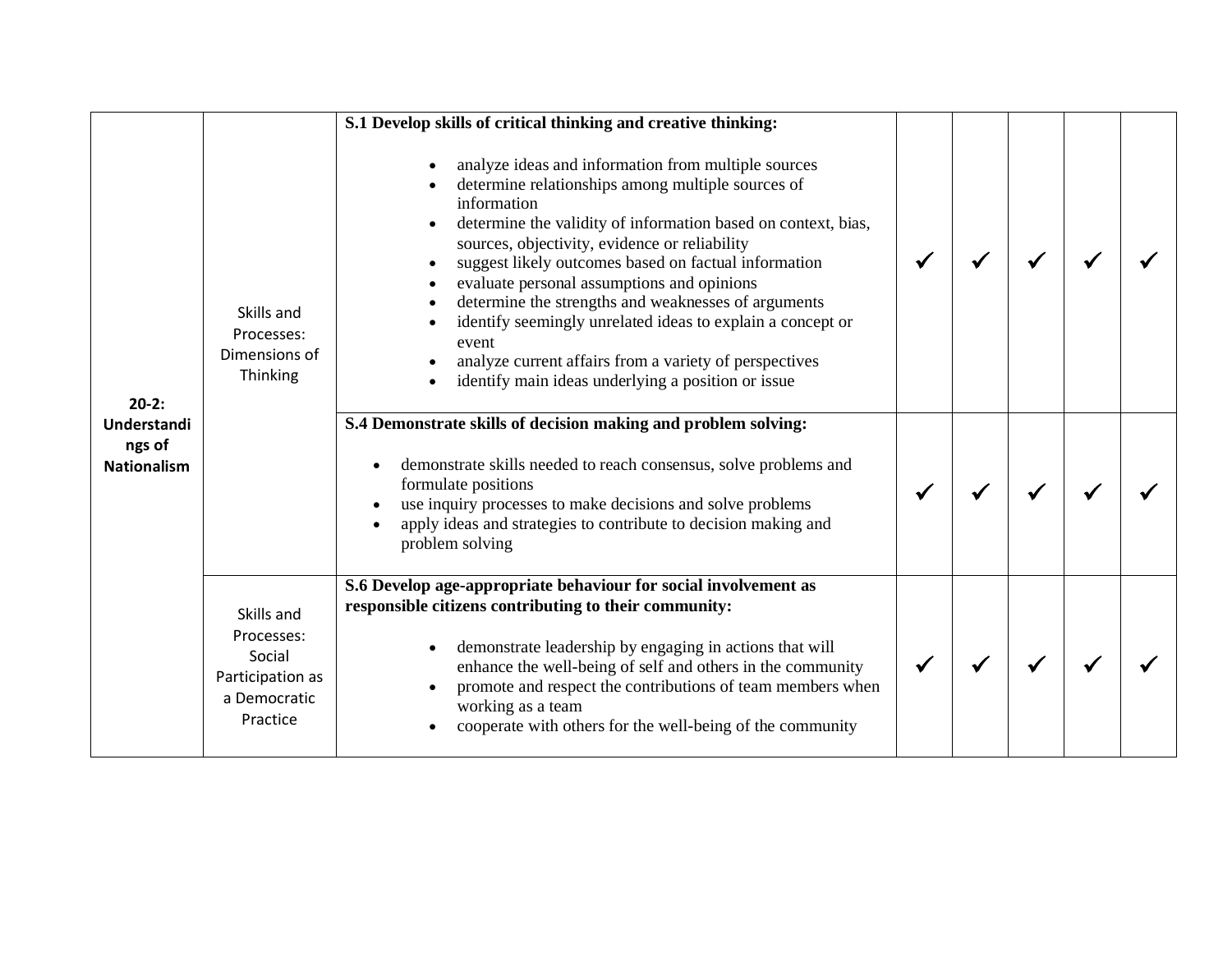| | | | | | | | |
|---|---|---|---|---|---|---|---|
| **20-2: Understandings of Nationalism** | Skills and Processes: Dimensions of Thinking | **S.1 Develop skills of critical thinking and creative thinking:**<br><br>• analyze ideas and information from multiple sources<br>• determine relationships among multiple sources of information<br>• determine the validity of information based on context, bias, sources, objectivity, evidence or reliability<br>• suggest likely outcomes based on factual information<br>• evaluate personal assumptions and opinions<br>• determine the strengths and weaknesses of arguments<br>• identify seemingly unrelated ideas to explain a concept or event<br>• analyze current affairs from a variety of perspectives<br>• identify main ideas underlying a position or issue | ✓ | ✓ | ✓ | ✓ | ✓ |
| | | **S.4 Demonstrate skills of decision making and problem solving:**<br><br>• demonstrate skills needed to reach consensus, solve problems and formulate positions<br>• use inquiry processes to make decisions and solve problems<br>• apply ideas and strategies to contribute to decision making and problem solving | ✓ | ✓ | ✓ | ✓ | ✓ |
| | Skills and Processes: Social Participation as a Democratic Practice | **S.6 Develop age-appropriate behaviour for social involvement as responsible citizens contributing to their community:**<br><br>• demonstrate leadership by engaging in actions that will enhance the well-being of self and others in the community<br>• promote and respect the contributions of team members when working as a team<br>• cooperate with others for the well-being of the community | ✓ | ✓ | ✓ | ✓ | ✓ |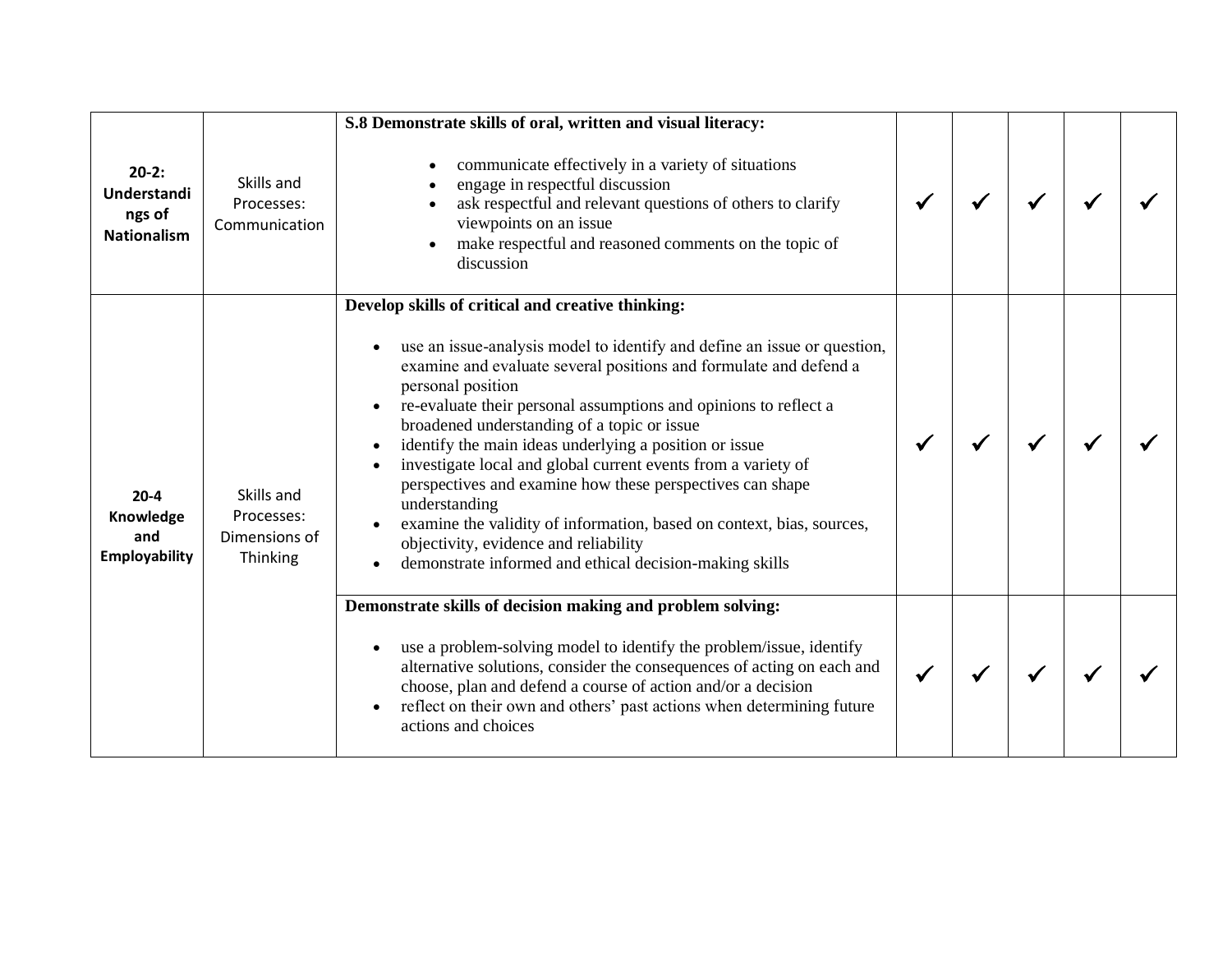| | | | | | | | |
|---|---|---|---|---|---|---|---|
| **20-2: Understandings of Nationalism** | Skills and Processes: Communication | **S.8 Demonstrate skills of oral, written and visual literacy:**<br><br>• communicate effectively in a variety of situations<br>• engage in respectful discussion<br>• ask respectful and relevant questions of others to clarify viewpoints on an issue<br>• make respectful and reasoned comments on the topic of discussion | ✓ | ✓ | ✓ | ✓ | ✓ |
| **20-4 Knowledge and Employability** | Skills and Processes: Dimensions of Thinking | **Develop skills of critical and creative thinking:**<br><br>• use an issue-analysis model to identify and define an issue or question, examine and evaluate several positions and formulate and defend a personal position<br>• re-evaluate their personal assumptions and opinions to reflect a broadened understanding of a topic or issue<br>• identify the main ideas underlying a position or issue<br>• investigate local and global current events from a variety of perspectives and examine how these perspectives can shape understanding<br>• examine the validity of information, based on context, bias, sources, objectivity, evidence and reliability<br>• demonstrate informed and ethical decision-making skills | ✓ | ✓ | ✓ | ✓ | ✓ |
| | | **Demonstrate skills of decision making and problem solving:**<br><br>• use a problem-solving model to identify the problem/issue, identify alternative solutions, consider the consequences of acting on each and choose, plan and defend a course of action and/or a decision<br>• reflect on their own and others' past actions when determining future actions and choices | ✓ | ✓ | ✓ | ✓ | ✓ |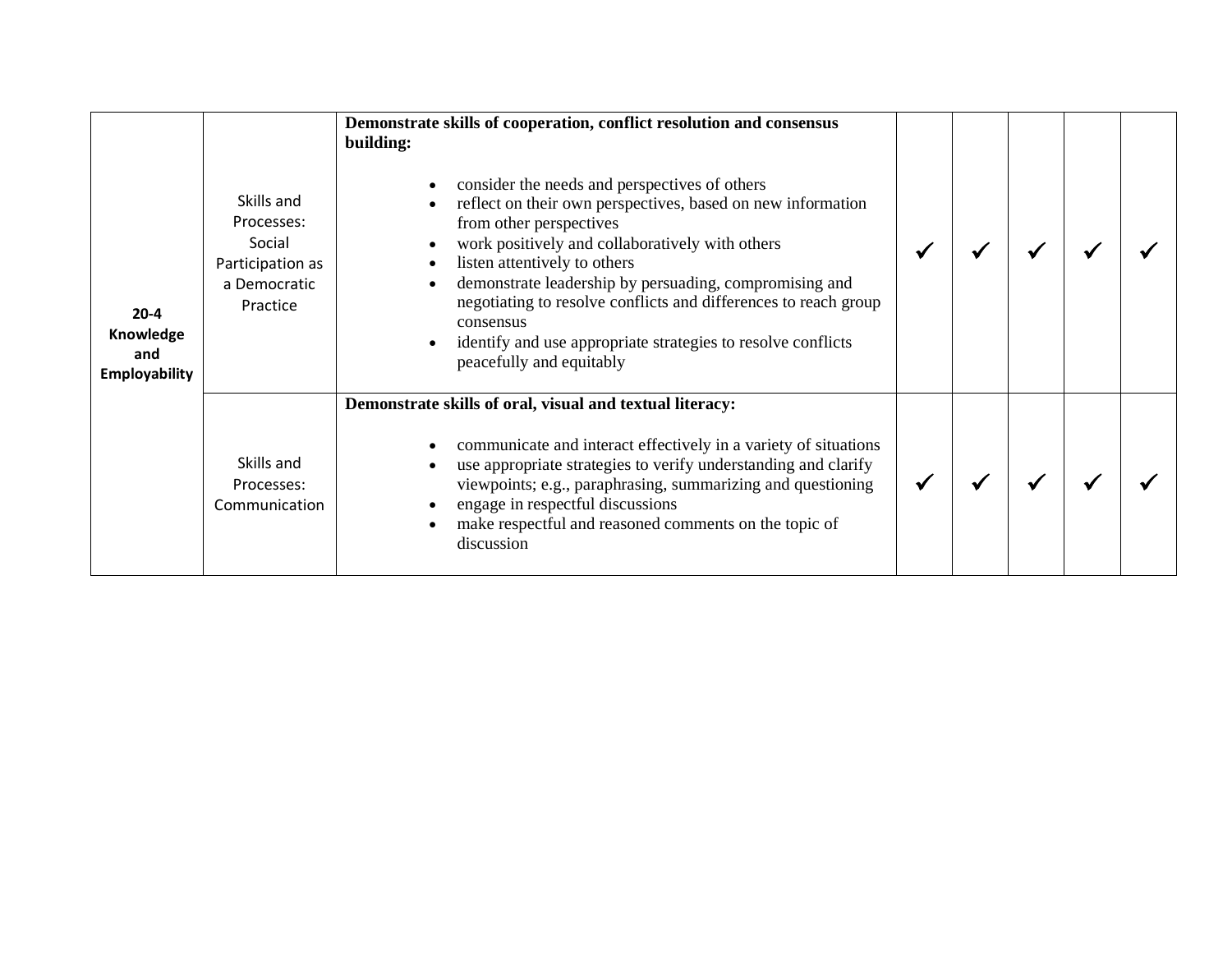| | | | | | | | |
|---|---|---|---|---|---|---|---|
| **20-4 Knowledge and Employability** | Skills and Processes: Social Participation as a Democratic Practice | **Demonstrate skills of cooperation, conflict resolution and consensus building:**<br><br>• consider the needs and perspectives of others<br>• reflect on their own perspectives, based on new information from other perspectives<br>• work positively and collaboratively with others<br>• listen attentively to others<br>• demonstrate leadership by persuading, compromising and negotiating to resolve conflicts and differences to reach group consensus<br>• identify and use appropriate strategies to resolve conflicts peacefully and equitably | ✓ | ✓ | ✓ | ✓ | ✓ |
| | Skills and Processes: Communication | **Demonstrate skills of oral, visual and textual literacy:**<br><br>• communicate and interact effectively in a variety of situations<br>• use appropriate strategies to verify understanding and clarify viewpoints; e.g., paraphrasing, summarizing and questioning<br>• engage in respectful discussions<br>• make respectful and reasoned comments on the topic of discussion | ✓ | ✓ | ✓ | ✓ | ✓ |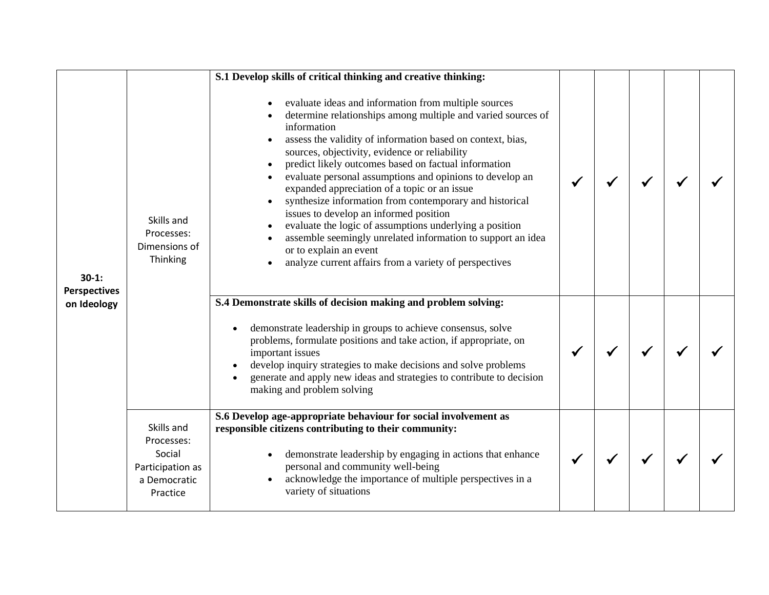| | | | | | | | |
|---|---|---|---|---|---|---|---|
| **30-1: Perspectives on Ideology** | Skills and Processes: Dimensions of Thinking | **S.1 Develop skills of critical thinking and creative thinking:**<br>• evaluate ideas and information from multiple sources<br>• determine relationships among multiple and varied sources of information<br>• assess the validity of information based on context, bias, sources, objectivity, evidence or reliability<br>• predict likely outcomes based on factual information<br>• evaluate personal assumptions and opinions to develop an expanded appreciation of a topic or an issue<br>• synthesize information from contemporary and historical issues to develop an informed position<br>• evaluate the logic of assumptions underlying a position<br>• assemble seemingly unrelated information to support an idea or to explain an event<br>• analyze current affairs from a variety of perspectives | ✓ | ✓ | ✓ | ✓ | ✓ |
| | | **S.4 Demonstrate skills of decision making and problem solving:**<br>• demonstrate leadership in groups to achieve consensus, solve problems, formulate positions and take action, if appropriate, on important issues<br>• develop inquiry strategies to make decisions and solve problems<br>• generate and apply new ideas and strategies to contribute to decision making and problem solving | ✓ | ✓ | ✓ | ✓ | ✓ |
| | Skills and Processes: Social Participation as a Democratic Practice | **S.6 Develop age-appropriate behaviour for social involvement as responsible citizens contributing to their community:**<br>• demonstrate leadership by engaging in actions that enhance personal and community well-being<br>• acknowledge the importance of multiple perspectives in a variety of situations | ✓ | ✓ | ✓ | ✓ | ✓ |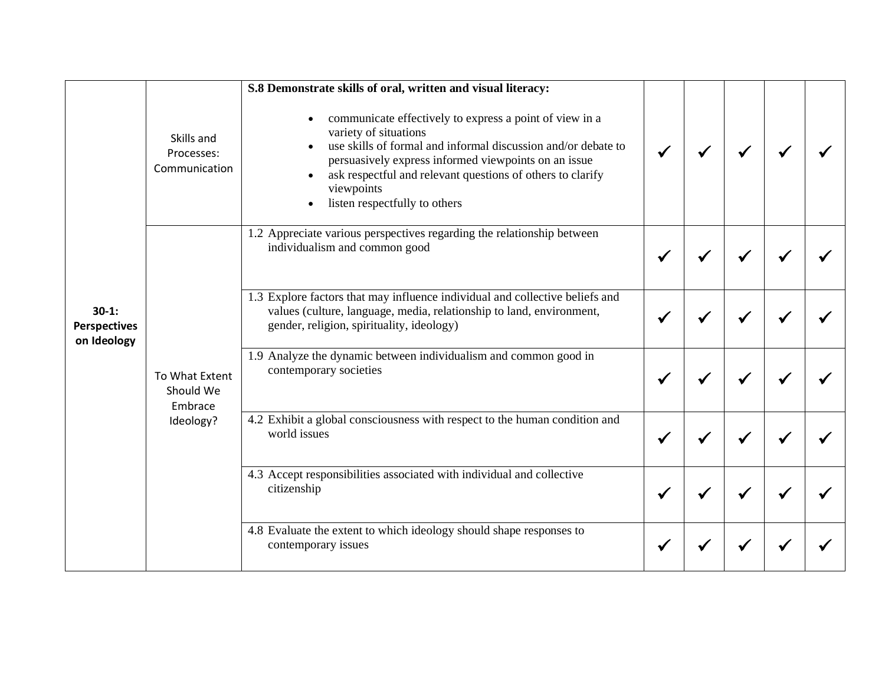| | | | | | | | |
|---|---|---|---|---|---|---|---|
| 30-1: Perspectives on Ideology | Skills and Processes: Communication | **S.8 Demonstrate skills of oral, written and visual literacy:**<br><br>• communicate effectively to express a point of view in a variety of situations<br>• use skills of formal and informal discussion and/or debate to persuasively express informed viewpoints on an issue<br>• ask respectful and relevant questions of others to clarify viewpoints<br>• listen respectfully to others | ✓ | ✓ | ✓ | ✓ | ✓ |
| | To What Extent Should We Embrace Ideology? | 1.2 Appreciate various perspectives regarding the relationship between individualism and common good | ✓ | ✓ | ✓ | ✓ | ✓ |
| | | 1.3 Explore factors that may influence individual and collective beliefs and values (culture, language, media, relationship to land, environment, gender, religion, spirituality, ideology) | ✓ | ✓ | ✓ | ✓ | ✓ |
| | | 1.9 Analyze the dynamic between individualism and common good in contemporary societies | ✓ | ✓ | ✓ | ✓ | ✓ |
| | | 4.2 Exhibit a global consciousness with respect to the human condition and world issues | ✓ | ✓ | ✓ | ✓ | ✓ |
| | | 4.3 Accept responsibilities associated with individual and collective citizenship | ✓ | ✓ | ✓ | ✓ | ✓ |
| | | 4.8 Evaluate the extent to which ideology should shape responses to contemporary issues | ✓ | ✓ | ✓ | ✓ | ✓ |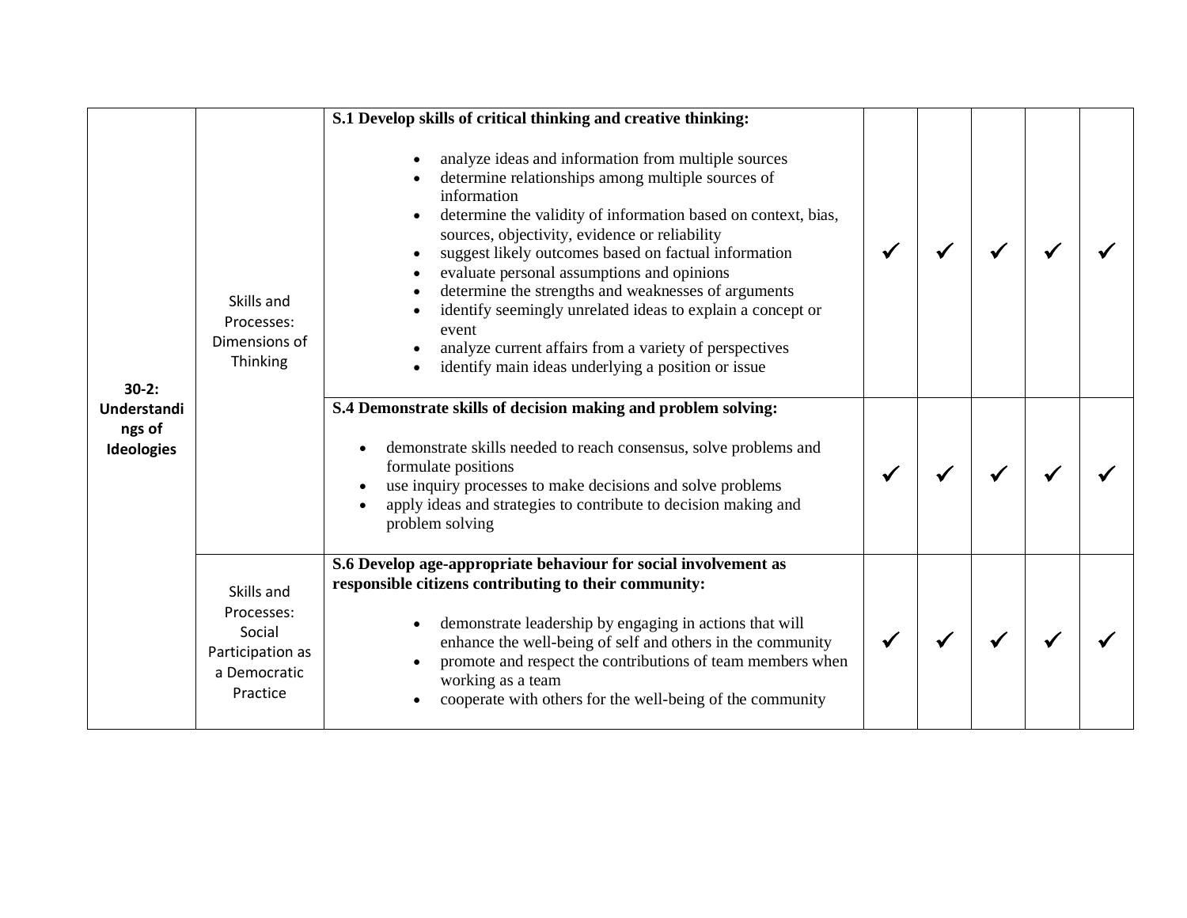| | | | | | | | |
|---|---|---|---|---|---|---|---|
| **30-2: Understandings of Ideologies** | Skills and Processes: Dimensions of Thinking | **S.1 Develop skills of critical thinking and creative thinking:**<br><br>• analyze ideas and information from multiple sources<br>• determine relationships among multiple sources of information<br>• determine the validity of information based on context, bias, sources, objectivity, evidence or reliability<br>• suggest likely outcomes based on factual information<br>• evaluate personal assumptions and opinions<br>• determine the strengths and weaknesses of arguments<br>• identify seemingly unrelated ideas to explain a concept or event<br>• analyze current affairs from a variety of perspectives<br>• identify main ideas underlying a position or issue | ✓ | ✓ | ✓ | ✓ | ✓ |
| | | **S.4 Demonstrate skills of decision making and problem solving:**<br><br>• demonstrate skills needed to reach consensus, solve problems and formulate positions<br>• use inquiry processes to make decisions and solve problems<br>• apply ideas and strategies to contribute to decision making and problem solving | ✓ | ✓ | ✓ | ✓ | ✓ |
| | Skills and Processes: Social Participation as a Democratic Practice | **S.6 Develop age-appropriate behaviour for social involvement as responsible citizens contributing to their community:**<br><br>• demonstrate leadership by engaging in actions that will enhance the well-being of self and others in the community<br>• promote and respect the contributions of team members when working as a team<br>• cooperate with others for the well-being of the community | ✓ | ✓ | ✓ | ✓ | ✓ |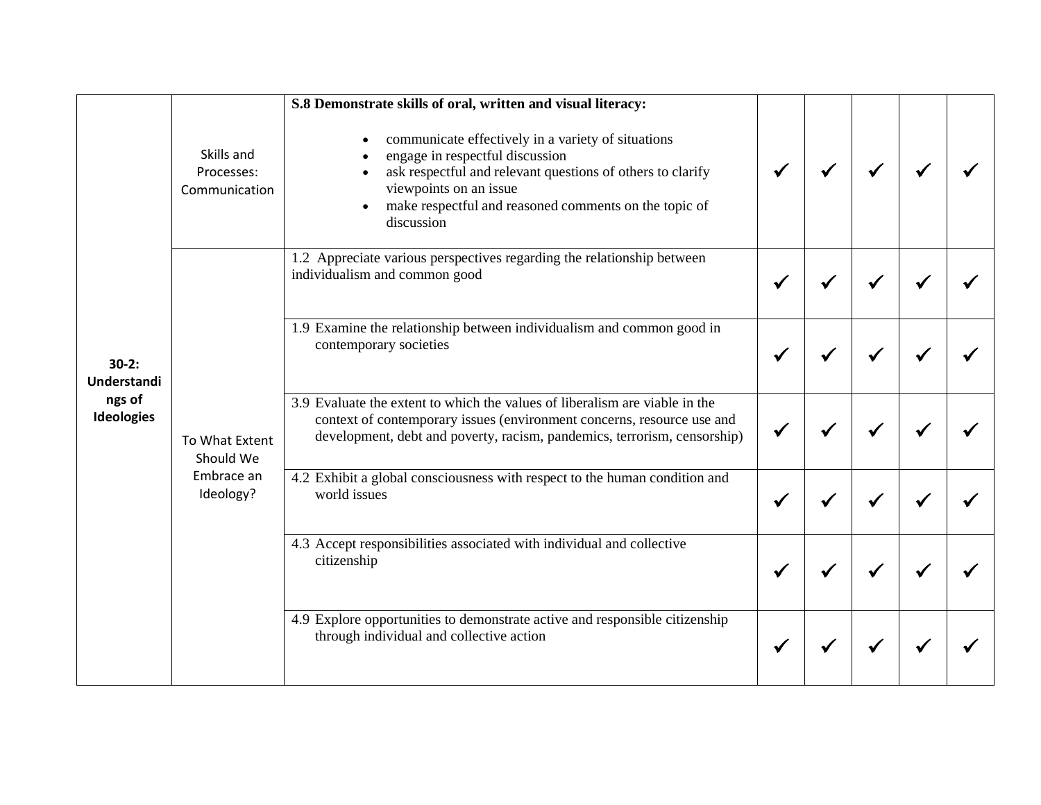| | | | | | | | |
|---|---|---|---|---|---|---|---|
| **30-2: Understandings of Ideologies** | Skills and Processes: Communication | **S.8 Demonstrate skills of oral, written and visual literacy:**<br>• communicate effectively in a variety of situations<br>• engage in respectful discussion<br>• ask respectful and relevant questions of others to clarify viewpoints on an issue<br>• make respectful and reasoned comments on the topic of discussion | ✓ | ✓ | ✓ | ✓ | ✓ |
| | To What Extent Should We Embrace an Ideology? | 1.2 Appreciate various perspectives regarding the relationship between individualism and common good | ✓ | ✓ | ✓ | ✓ | ✓ |
| | | 1.9 Examine the relationship between individualism and common good in contemporary societies | ✓ | ✓ | ✓ | ✓ | ✓ |
| | | 3.9 Evaluate the extent to which the values of liberalism are viable in the context of contemporary issues (environment concerns, resource use and development, debt and poverty, racism, pandemics, terrorism, censorship) | ✓ | ✓ | ✓ | ✓ | ✓ |
| | | 4.2 Exhibit a global consciousness with respect to the human condition and world issues | ✓ | ✓ | ✓ | ✓ | ✓ |
| | | 4.3 Accept responsibilities associated with individual and collective citizenship | ✓ | ✓ | ✓ | ✓ | ✓ |
| | | 4.9 Explore opportunities to demonstrate active and responsible citizenship through individual and collective action | ✓ | ✓ | ✓ | ✓ | ✓ |